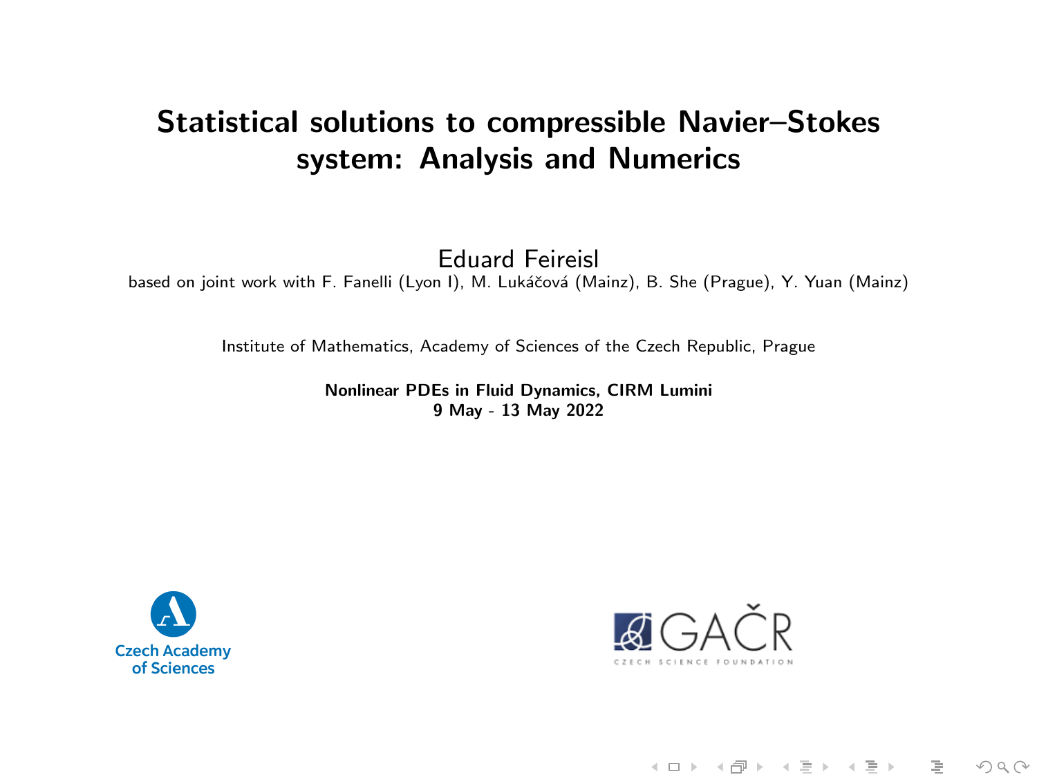# Statistical solutions to compressible Navier–Stokes system: Analysis and Numerics

Eduard Feireisl

based on joint work with F. Fanelli (Lyon I), M. Lukáčová (Mainz), B. She (Prague), Y. Yuan (Mainz)

Institute of Mathematics, Academy of Sciences of the Czech Republic, Prague

**Nonlinear PDEs in Fluid Dynamics, CIRM Lumini**
**9 May - 13 May 2022**

Czech Academy of Sciences

GAČR
CZECH SCIENCE FOUNDATION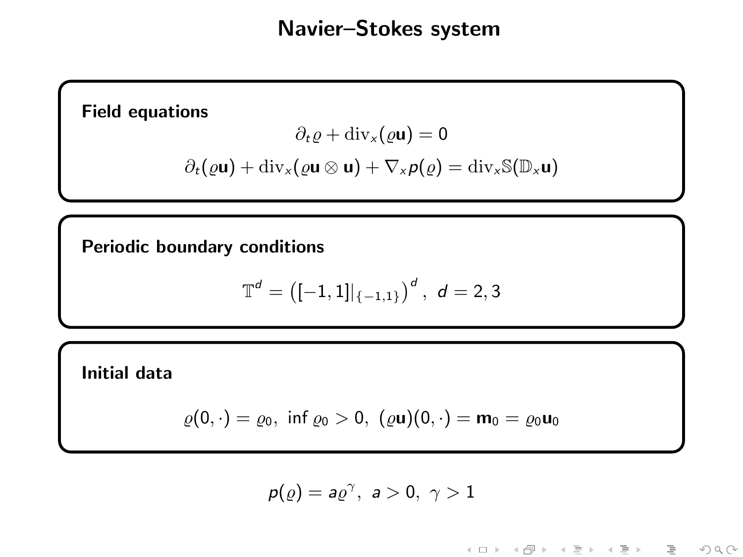# Navier–Stokes system

**Field equations**

$$\partial_t \varrho + \mathrm{div}_x(\varrho \mathbf{u}) = 0$$

$$\partial_t(\varrho \mathbf{u}) + \mathrm{div}_x(\varrho \mathbf{u} \otimes \mathbf{u}) + \nabla_x p(\varrho) = \mathrm{div}_x \mathbb{S}(\mathbb{D}_x \mathbf{u})$$

**Periodic boundary conditions**

$$\mathbb{T}^d = \left( [-1,1]|_{\{-1,1\}} \right)^d, \ d = 2, 3$$

**Initial data**

$$\varrho(0,\cdot) = \varrho_0, \ \inf \varrho_0 > 0, \ (\varrho \mathbf{u})(0,\cdot) = \mathbf{m}_0 = \varrho_0 \mathbf{u}_0$$

$$p(\varrho) = a\varrho^\gamma, \ a > 0, \ \gamma > 1$$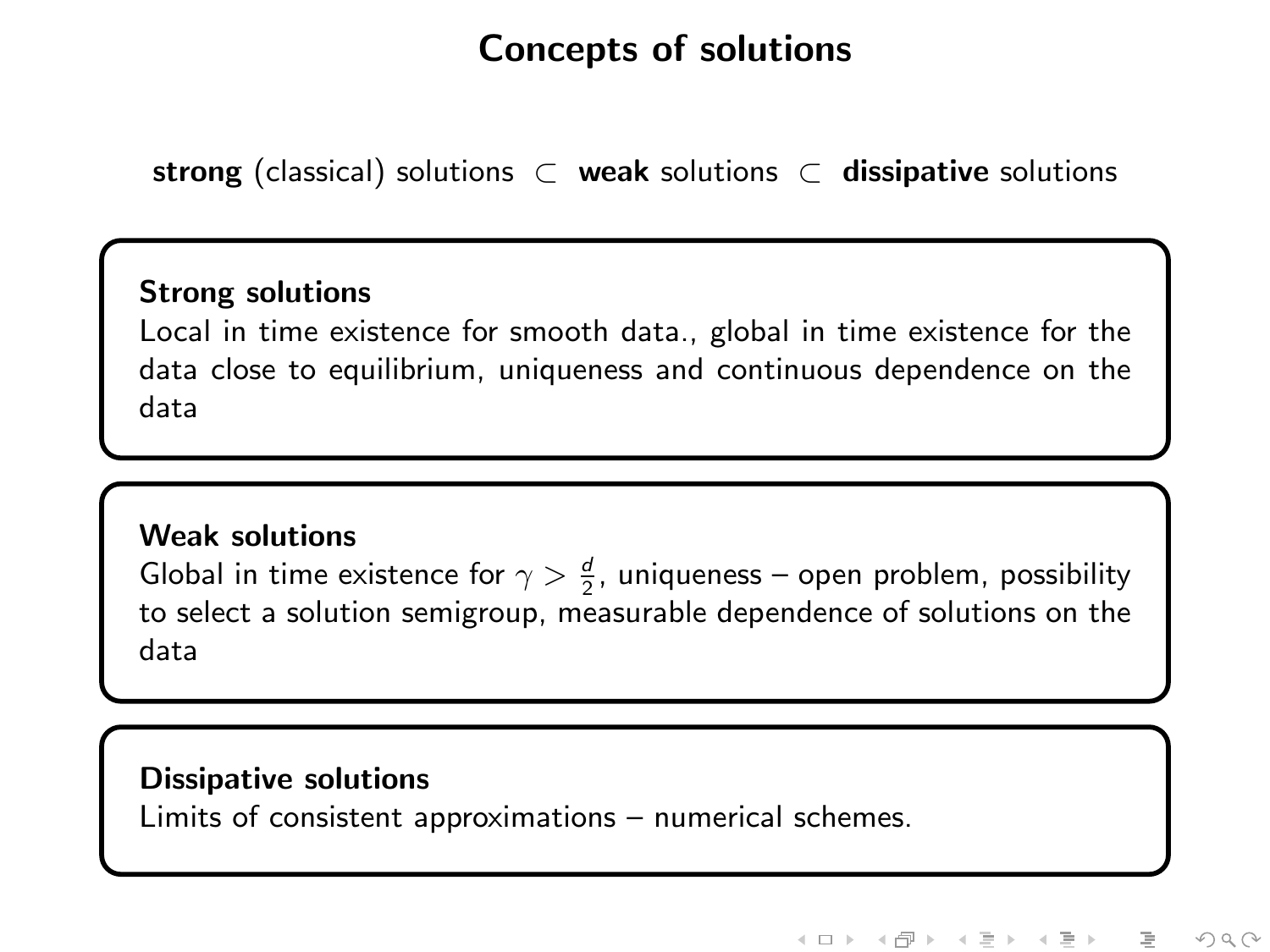# Concepts of solutions

**strong** (classical) solutions $\subset$ **weak** solutions $\subset$ **dissipative** solutions

**Strong solutions**

Local in time existence for smooth data., global in time existence for the data close to equilibrium, uniqueness and continuous dependence on the data

**Weak solutions**

Global in time existence for $\gamma > \frac{d}{2}$, uniqueness – open problem, possibility to select a solution semigroup, measurable dependence of solutions on the data

**Dissipative solutions**

Limits of consistent approximations – numerical schemes.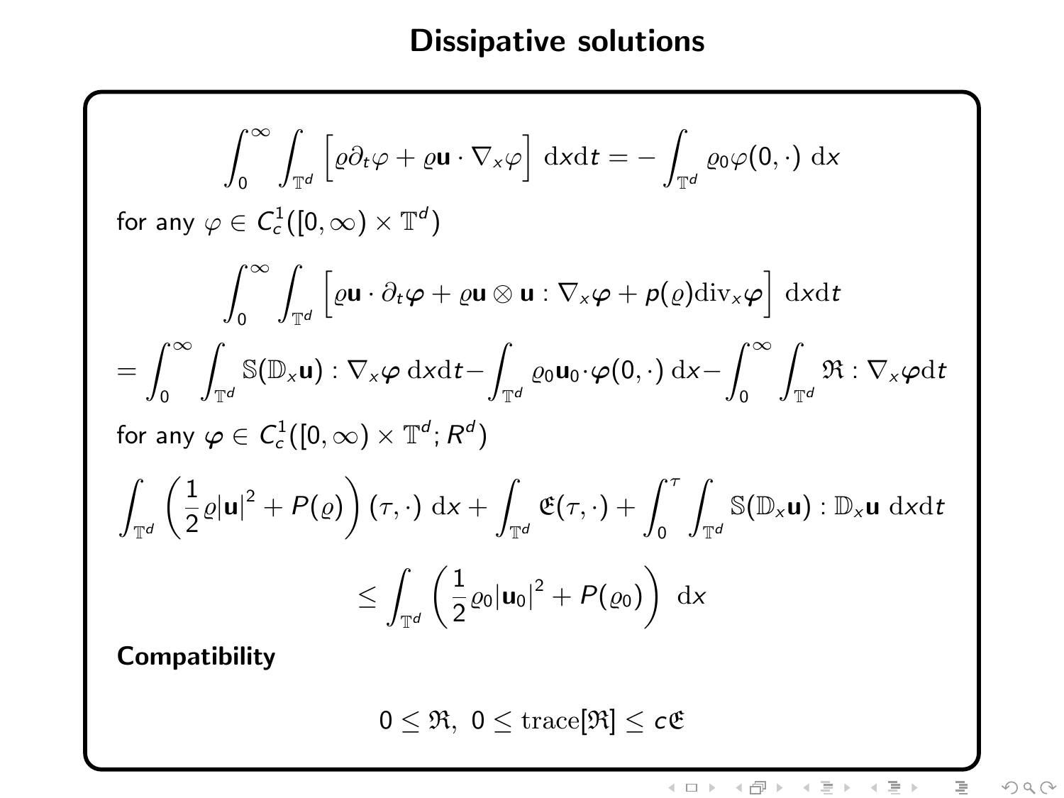# Dissipative solutions

$$\int_0^\infty \int_{\mathbb{T}^d} \left[ \varrho \partial_t \varphi + \varrho \mathbf{u} \cdot \nabla_x \varphi \right] \ \mathrm{d}x\mathrm{d}t = - \int_{\mathbb{T}^d} \varrho_0 \varphi(0, \cdot) \ \mathrm{d}x$$

for any $\varphi \in C^1_c([0,\infty) \times \mathbb{T}^d)$

$$\int_0^\infty \int_{\mathbb{T}^d} \left[ \varrho \mathbf{u} \cdot \partial_t \boldsymbol{\varphi} + \varrho \mathbf{u} \otimes \mathbf{u} : \nabla_x \boldsymbol{\varphi} + p(\varrho) \mathrm{div}_x \boldsymbol{\varphi} \right] \ \mathrm{d}x\mathrm{d}t$$

$$= \int_0^\infty \int_{\mathbb{T}^d} \mathbb{S}(\mathbb{D}_x \mathbf{u}) : \nabla_x \boldsymbol{\varphi} \ \mathrm{d}x\mathrm{d}t - \int_{\mathbb{T}^d} \varrho_0 \mathbf{u}_0 \cdot \boldsymbol{\varphi}(0, \cdot) \ \mathrm{d}x - \int_0^\infty \int_{\mathbb{T}^d} \mathfrak{R} : \nabla_x \boldsymbol{\varphi} \mathrm{d}t$$

for any $\boldsymbol{\varphi} \in C^1_c([0,\infty) \times \mathbb{T}^d; R^d)$

$$\int_{\mathbb{T}^d} \left( \frac{1}{2} \varrho |\mathbf{u}|^2 + P(\varrho) \right)(\tau, \cdot) \ \mathrm{d}x + \int_{\mathbb{T}^d} \mathfrak{E}(\tau, \cdot) + \int_0^\tau \int_{\mathbb{T}^d} \mathbb{S}(\mathbb{D}_x \mathbf{u}) : \mathbb{D}_x \mathbf{u} \ \mathrm{d}x\mathrm{d}t$$

$$\leq \int_{\mathbb{T}^d} \left( \frac{1}{2} \varrho_0 |\mathbf{u}_0|^2 + P(\varrho_0) \right) \ \mathrm{d}x$$

**Compatibility**

$$0 \leq \mathfrak{R}, \ 0 \leq \mathrm{trace}[\mathfrak{R}] \leq c \mathfrak{E}$$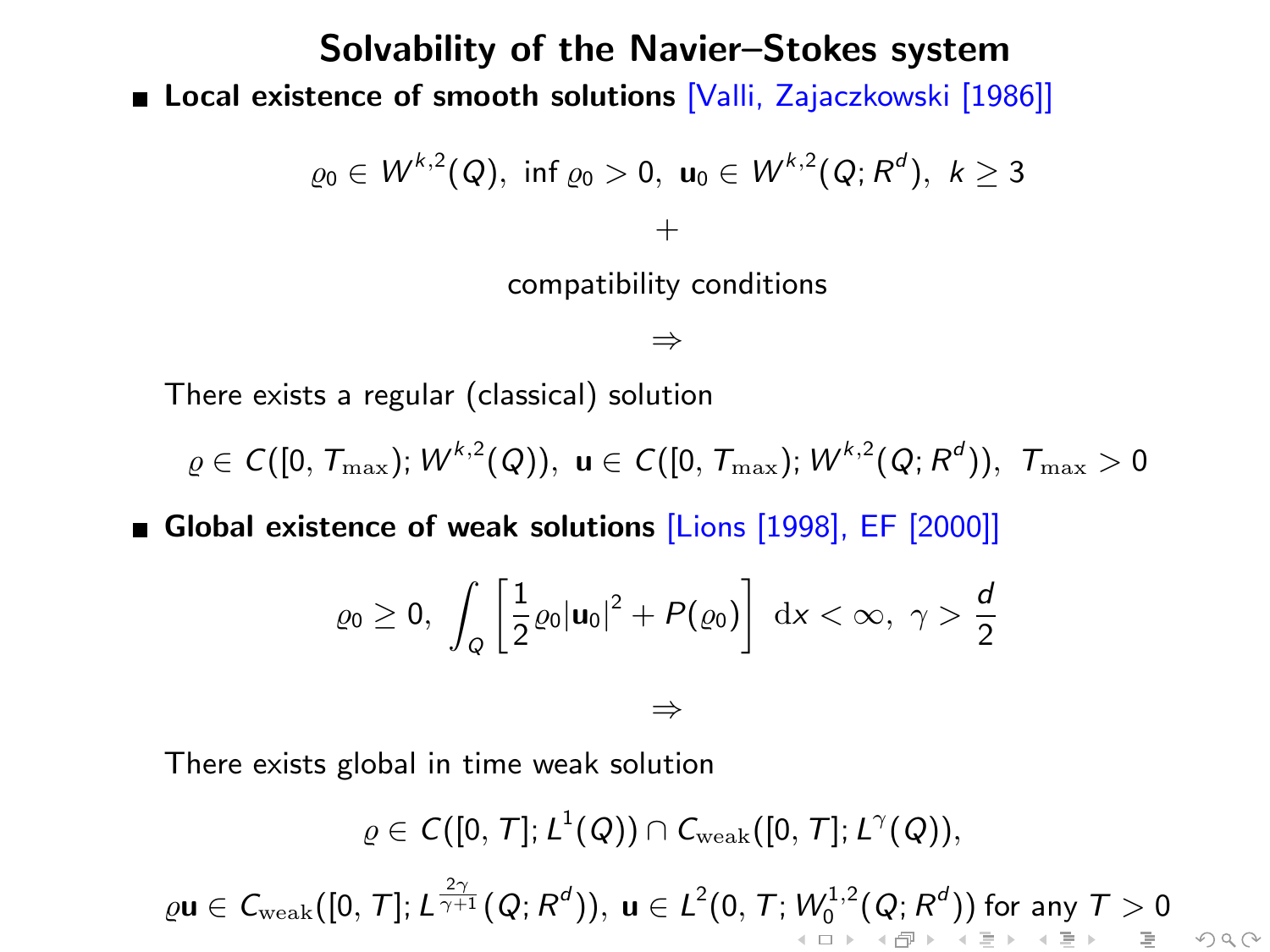# Solvability of the Navier–Stokes system

- **Local existence of smooth solutions** [Valli, Zajaczkowski [1986]]

$$\varrho_0 \in W^{k,2}(Q),\ \inf \varrho_0 > 0,\ \mathbf{u}_0 \in W^{k,2}(Q;R^d),\ k \geq 3$$

$$+$$

compatibility conditions

$$\Rightarrow$$

There exists a regular (classical) solution

$$\varrho \in C([0,T_{\max}); W^{k,2}(Q)),\ \mathbf{u} \in C([0,T_{\max}); W^{k,2}(Q;R^d)),\ T_{\max} > 0$$

- **Global existence of weak solutions** [Lions [1998], EF [2000]]

$$\varrho_0 \geq 0,\ \int_Q \left[ \frac{1}{2} \varrho_0 |\mathbf{u}_0|^2 + P(\varrho_0) \right] \ \mathrm{d}x < \infty,\ \gamma > \frac{d}{2}$$

$$\Rightarrow$$

There exists global in time weak solution

$$\varrho \in C([0,T]; L^1(Q)) \cap C_{\rm weak}([0,T]; L^\gamma(Q)),$$

$$\varrho \mathbf{u} \in C_{\rm weak}([0,T]; L^{\frac{2\gamma}{\gamma+1}}(Q;R^d)),\ \mathbf{u} \in L^2(0,T; W_0^{1,2}(Q;R^d)) \text{ for any } T > 0$$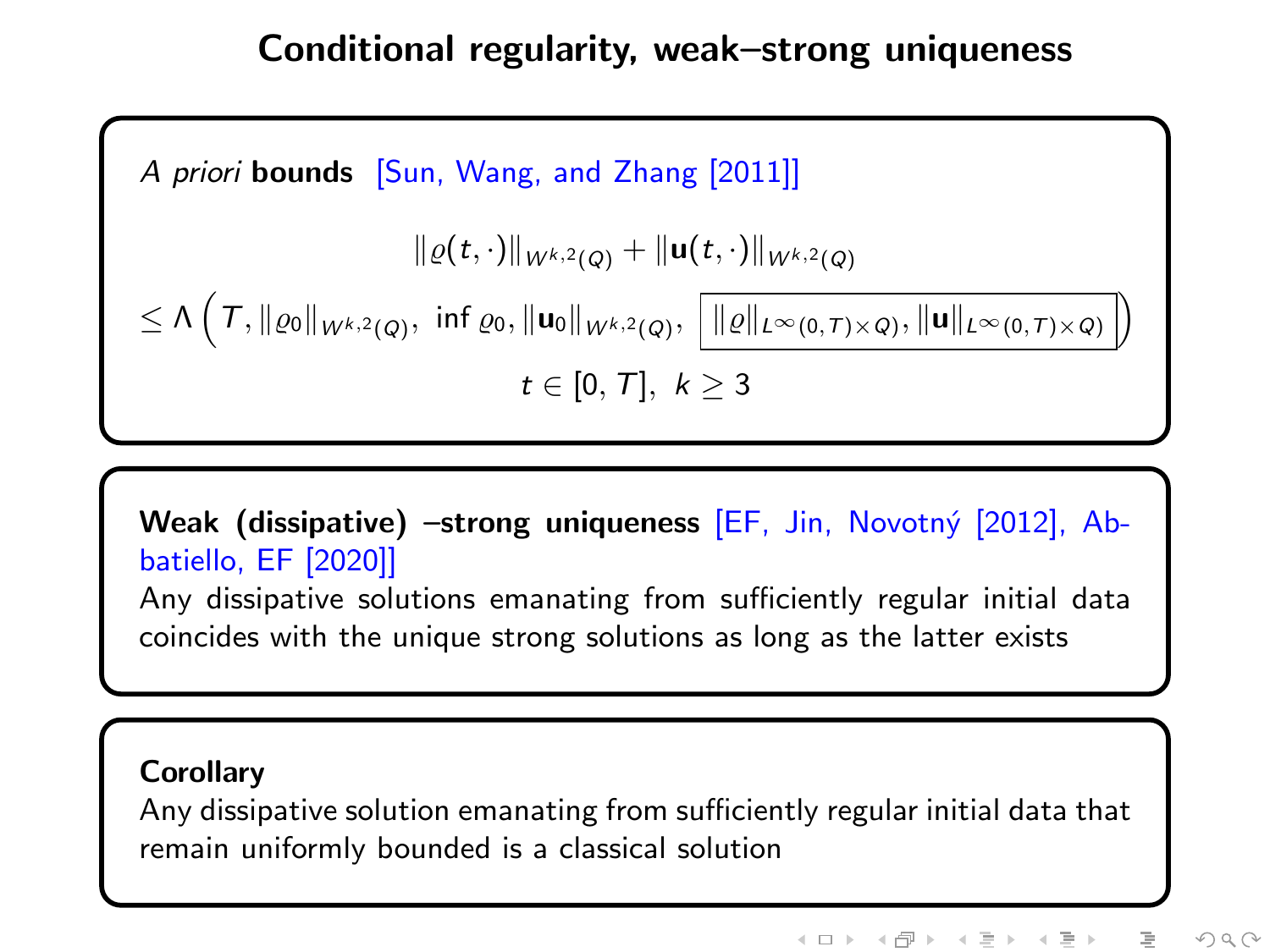# Conditional regularity, weak–strong uniqueness

*A priori* **bounds** [Sun, Wang, and Zhang [2011]]

$$\|\varrho(t,\cdot)\|_{W^{k,2}(Q)} + \|\mathbf{u}(t,\cdot)\|_{W^{k,2}(Q)}$$

$$\leq \Lambda\left(T, \|\varrho_0\|_{W^{k,2}(Q)},\ \inf \varrho_0, \|\mathbf{u}_0\|_{W^{k,2}(Q)},\ \boxed{\|\varrho\|_{L^\infty(0,T)\times Q)}, \|\mathbf{u}\|_{L^\infty(0,T)\times Q)}}\right)$$

$$t \in [0,T],\ k \geq 3$$

**Weak (dissipative) –strong uniqueness** [EF, Jin, Novotný [2012], Abbatiello, EF [2020]]

Any dissipative solutions emanating from sufficiently regular initial data coincides with the unique strong solutions as long as the latter exists

**Corollary**

Any dissipative solution emanating from sufficiently regular initial data that remain uniformly bounded is a classical solution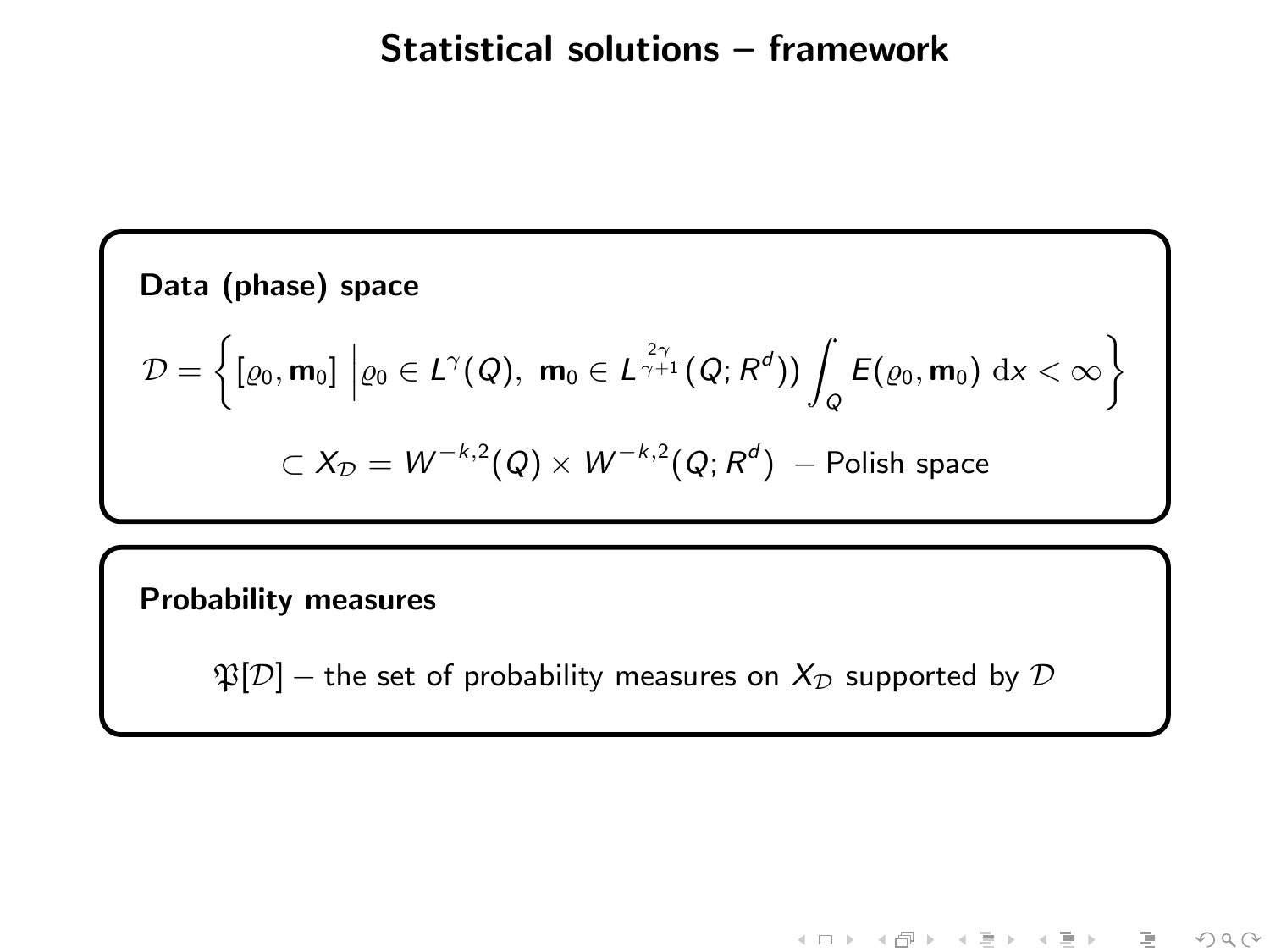# Statistical solutions – framework

**Data (phase) space**

$$\mathcal{D} = \left\{ [\varrho_0, \mathbf{m}_0] \ \middle| \varrho_0 \in L^{\gamma}(Q),\ \mathbf{m}_0 \in L^{\frac{2\gamma}{\gamma+1}}(Q; R^d)) \int_Q E(\varrho_0, \mathbf{m}_0) \ \mathrm{d}x < \infty \right\}$$

$$\subset X_{\mathcal{D}} = W^{-k,2}(Q) \times W^{-k,2}(Q; R^d) \ \text{– Polish space}$$

**Probability measures**

$\mathfrak{P}[\mathcal{D}]$ – the set of probability measures on $X_{\mathcal{D}}$ supported by $\mathcal{D}$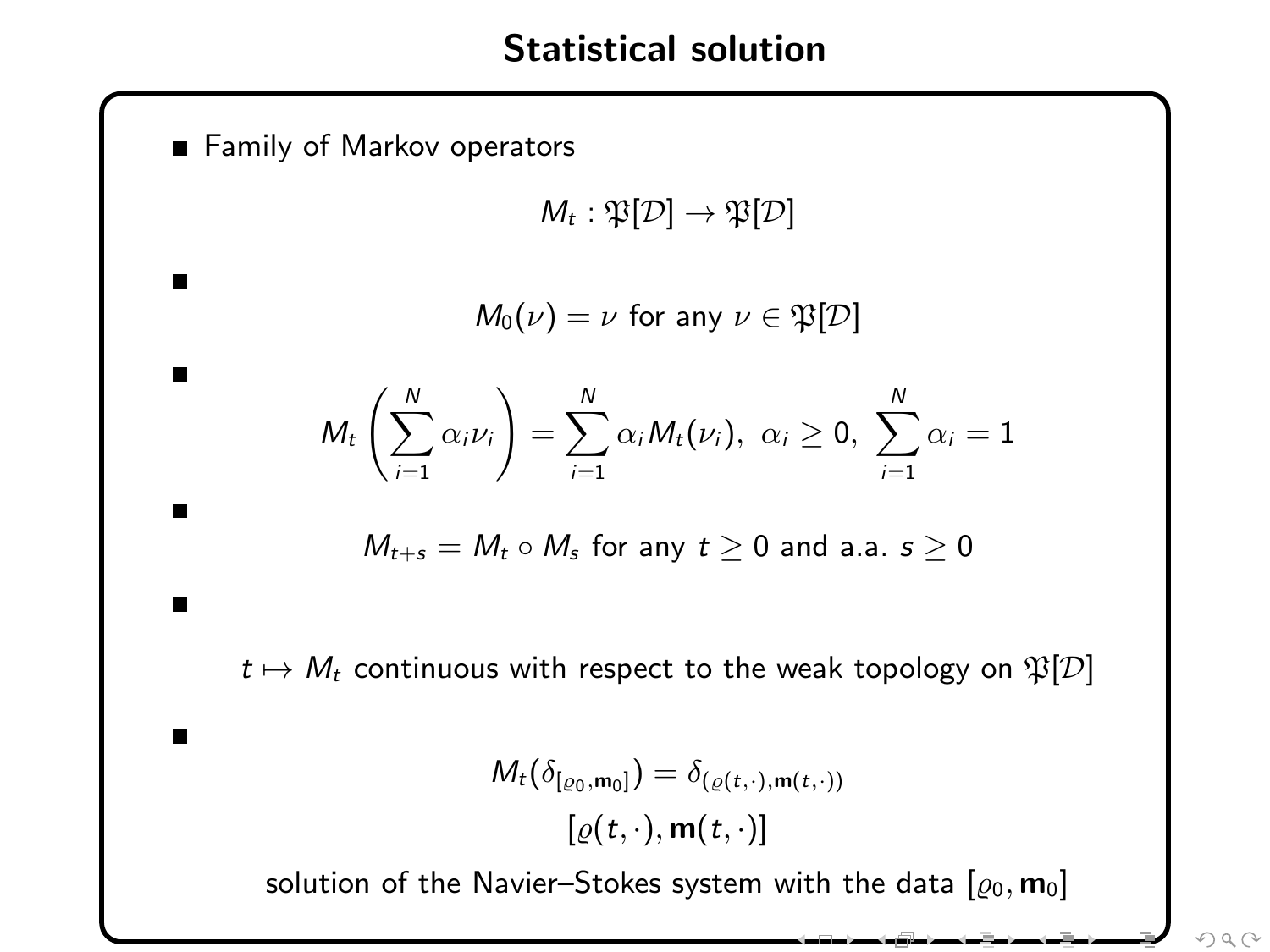# Statistical solution

- Family of Markov operators

$$M_t : \mathfrak{P}[\mathcal{D}] \to \mathfrak{P}[\mathcal{D}]$$

- $$M_0(\nu) = \nu \text{ for any } \nu \in \mathfrak{P}[\mathcal{D}]$$

- $$M_t\left(\sum_{i=1}^N \alpha_i \nu_i\right) = \sum_{i=1}^N \alpha_i M_t(\nu_i),\ \alpha_i \geq 0,\ \sum_{i=1}^N \alpha_i = 1$$

- $$M_{t+s} = M_t \circ M_s \text{ for any } t \geq 0 \text{ and a.a. } s \geq 0$$

- $t \mapsto M_t$ continuous with respect to the weak topology on $\mathfrak{P}[\mathcal{D}]$

- $$M_t(\delta_{[\varrho_0, \mathbf{m}_0]}) = \delta_{(\varrho(t,\cdot), \mathbf{m}(t,\cdot))}$$

$$[\varrho(t,\cdot), \mathbf{m}(t,\cdot)]$$

solution of the Navier–Stokes system with the data $[\varrho_0, \mathbf{m}_0]$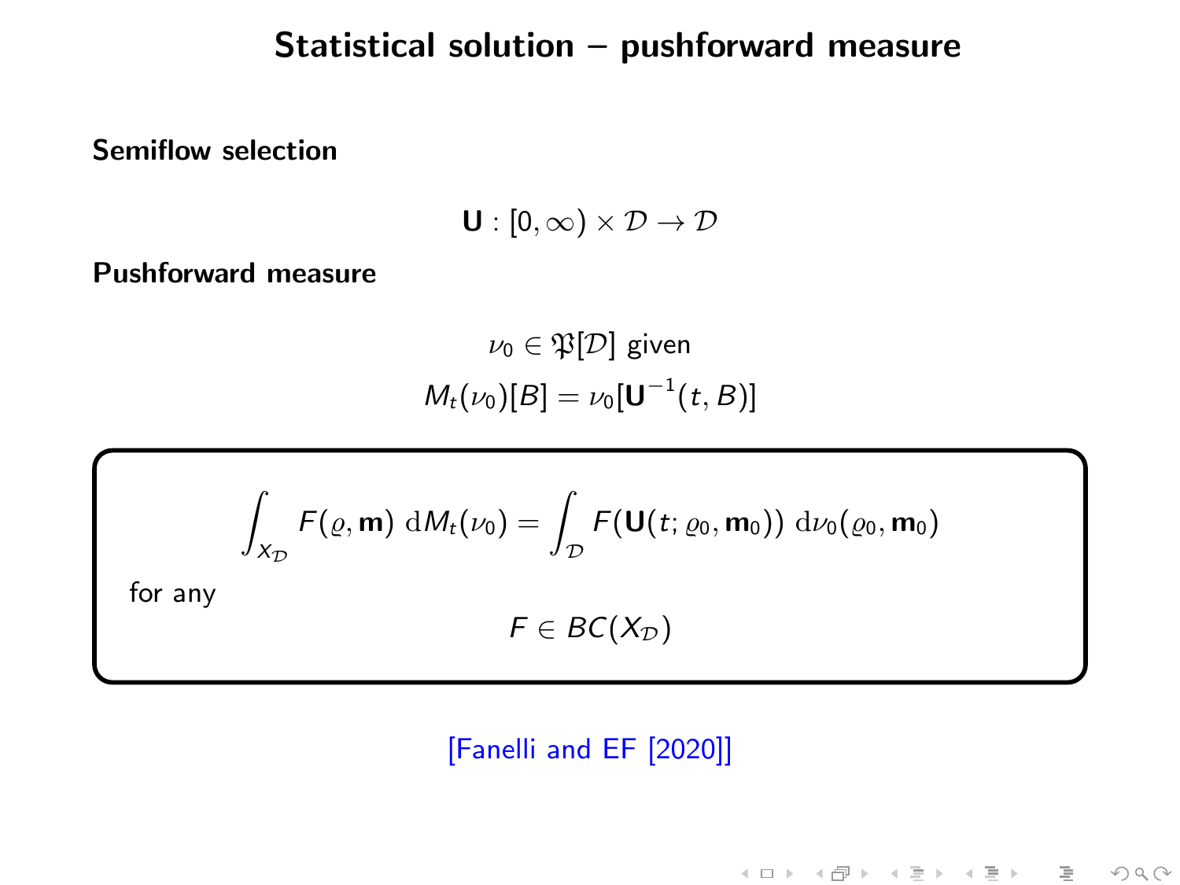# Statistical solution – pushforward measure

**Semiflow selection**

$$\mathbf{U} : [0, \infty) \times \mathcal{D} \to \mathcal{D}$$

**Pushforward measure**

$$\nu_0 \in \mathfrak{P}[\mathcal{D}] \text{ given}$$

$$M_t(\nu_0)[B] = \nu_0[\mathbf{U}^{-1}(t, B)]$$

$$\int_{X_{\mathcal{D}}} F(\varrho, \mathbf{m}) \ \mathrm{d}M_t(\nu_0) = \int_{\mathcal{D}} F(\mathbf{U}(t; \varrho_0, \mathbf{m}_0)) \ \mathrm{d}\nu_0(\varrho_0, \mathbf{m}_0)$$

for any

$$F \in BC(X_{\mathcal{D}})$$

[Fanelli and EF [2020]]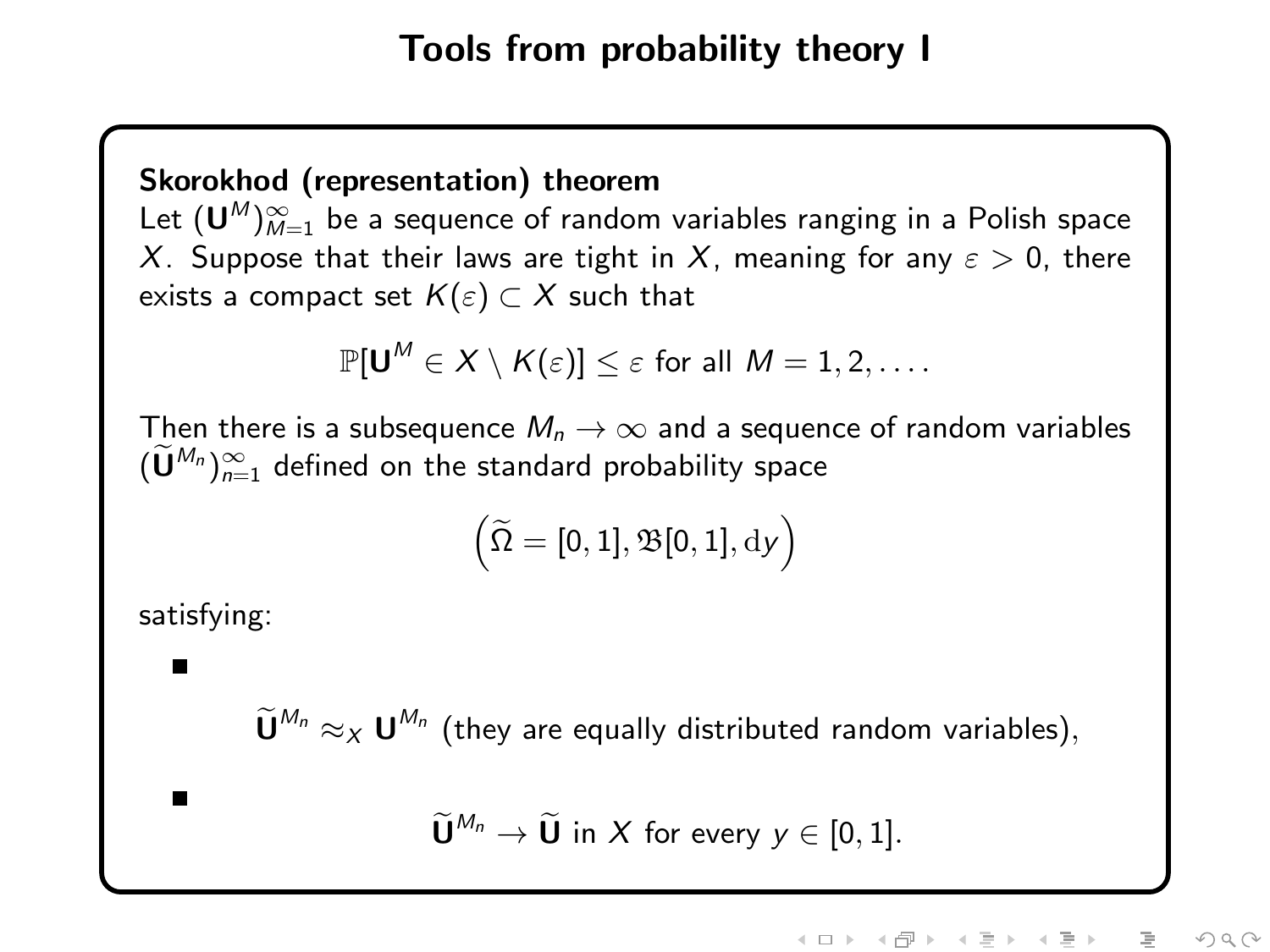# Tools from probability theory I

**Skorokhod (representation) theorem**

Let $(\mathbf{U}^M)_{M=1}^{\infty}$ be a sequence of random variables ranging in a Polish space $X$. Suppose that their laws are tight in $X$, meaning for any $\varepsilon > 0$, there exists a compact set $K(\varepsilon) \subset X$ such that

$$\mathbb{P}[\mathbf{U}^M \in X \setminus K(\varepsilon)] \leq \varepsilon \text{ for all } M = 1, 2, \dots .$$

Then there is a subsequence $M_n \to \infty$ and a sequence of random variables $(\widetilde{\mathbf{U}}^{M_n})_{n=1}^{\infty}$ defined on the standard probability space

$$\left(\widetilde{\Omega} = [0,1], \mathfrak{B}[0,1], \mathrm{d}y\right)$$

satisfying:

- $$\widetilde{\mathbf{U}}^{M_n} \approx_X \mathbf{U}^{M_n} \text{ (they are equally distributed random variables)},$$

- $$\widetilde{\mathbf{U}}^{M_n} \to \widetilde{\mathbf{U}} \text{ in } X \text{ for every } y \in [0,1].$$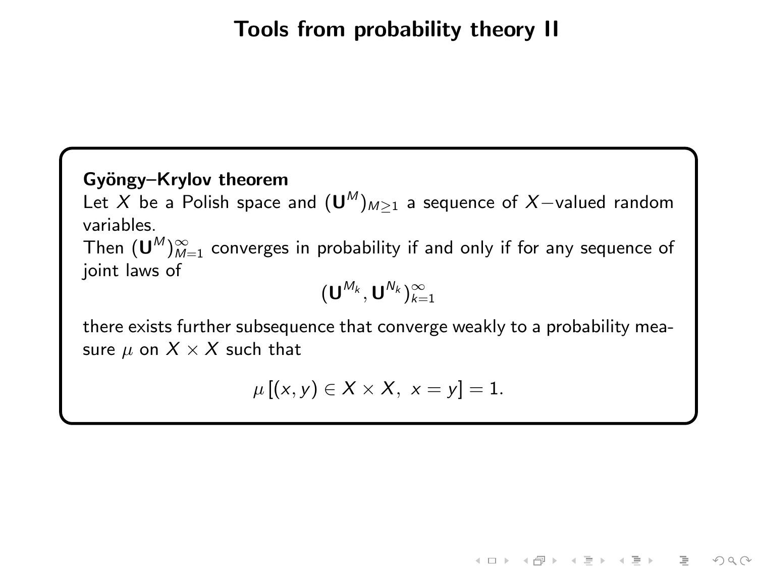# Tools from probability theory II

**Gyöngy–Krylov theorem**
Let $X$ be a Polish space and $(\mathbf{U}^M)_{M\geq 1}$ a sequence of $X-$valued random variables.
Then $(\mathbf{U}^M)_{M=1}^{\infty}$ converges in probability if and only if for any sequence of joint laws of

$$(\mathbf{U}^{M_k}, \mathbf{U}^{N_k})_{k=1}^{\infty}$$

there exists further subsequence that converge weakly to a probability measure $\mu$ on $X \times X$ such that

$$\mu \left[ (x, y) \in X \times X, \ x = y \right] = 1.$$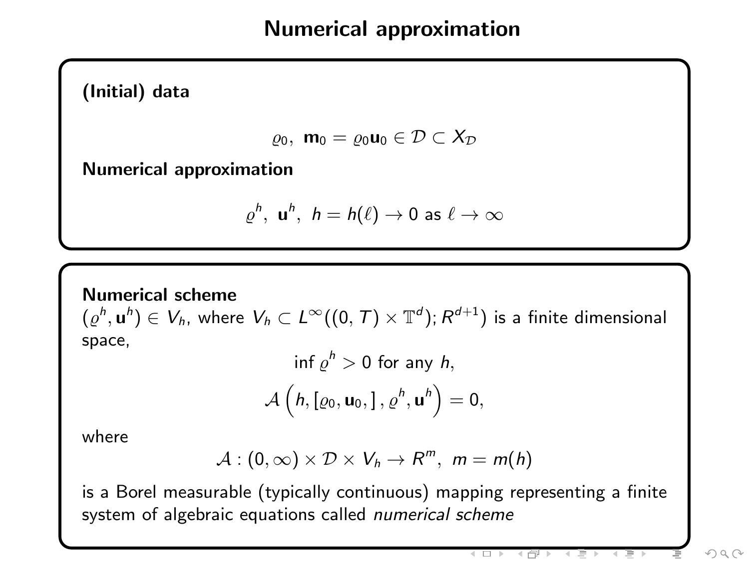# Numerical approximation

**(Initial) data**

$$\varrho_0, \ \mathbf{m}_0 = \varrho_0 \mathbf{u}_0 \in \mathcal{D} \subset X_{\mathcal{D}}$$

**Numerical approximation**

$$\varrho^h, \ \mathbf{u}^h, \ h = h(\ell) \to 0 \text{ as } \ell \to \infty$$

**Numerical scheme**
$(\varrho^h, \mathbf{u}^h) \in V_h$, where $V_h \subset L^\infty((0,T) \times \mathbb{T}^d); R^{d+1})$ is a finite dimensional space,

$$\inf \varrho^h > 0 \text{ for any } h,$$

$$\mathcal{A}\left(h, [\varrho_0, \mathbf{u}_0,], \varrho^h, \mathbf{u}^h\right) = 0,$$

where

$$\mathcal{A} : (0, \infty) \times \mathcal{D} \times V_h \to R^m, \ m = m(h)$$

is a Borel measurable (typically continuous) mapping representing a finite system of algebraic equations called *numerical scheme*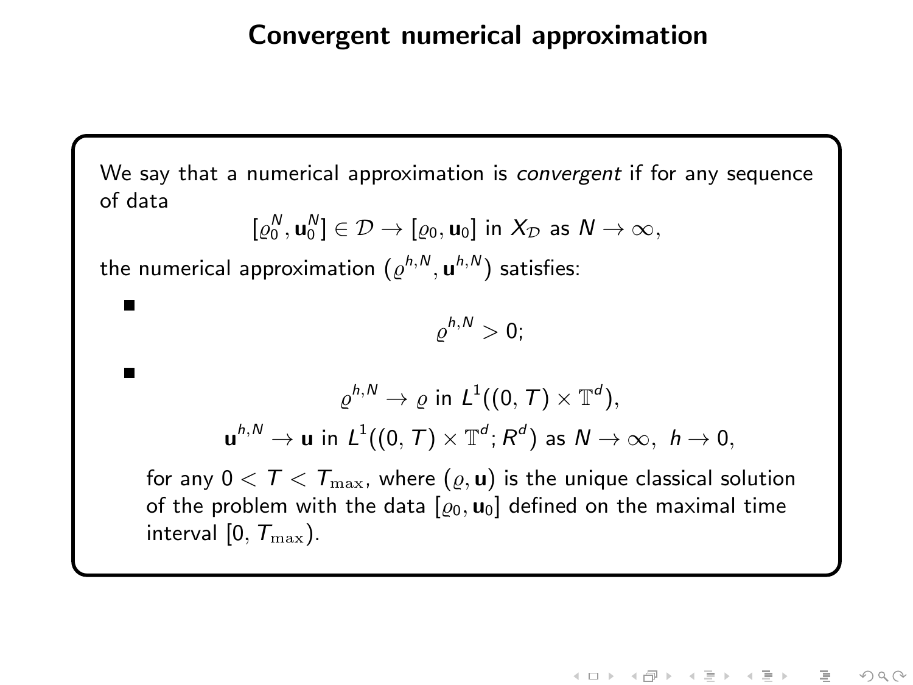# Convergent numerical approximation

We say that a numerical approximation is *convergent* if for any sequence of data

$$[\varrho_0^N, \mathbf{u}_0^N] \in \mathcal{D} \to [\varrho_0, \mathbf{u}_0] \text{ in } X_{\mathcal{D}} \text{ as } N \to \infty,$$

the numerical approximation $(\varrho^{h,N}, \mathbf{u}^{h,N})$ satisfies:

- $$\varrho^{h,N} > 0;$$

- $$\varrho^{h,N} \to \varrho \text{ in } L^1((0,T) \times \mathbb{T}^d),$$

  $$\mathbf{u}^{h,N} \to \mathbf{u} \text{ in } L^1((0,T) \times \mathbb{T}^d; R^d) \text{ as } N \to \infty, \ h \to 0,$$

  for any $0 < T < T_{\max}$, where $(\varrho, \mathbf{u})$ is the unique classical solution of the problem with the data $[\varrho_0, \mathbf{u}_0]$ defined on the maximal time interval $[0, T_{\max})$.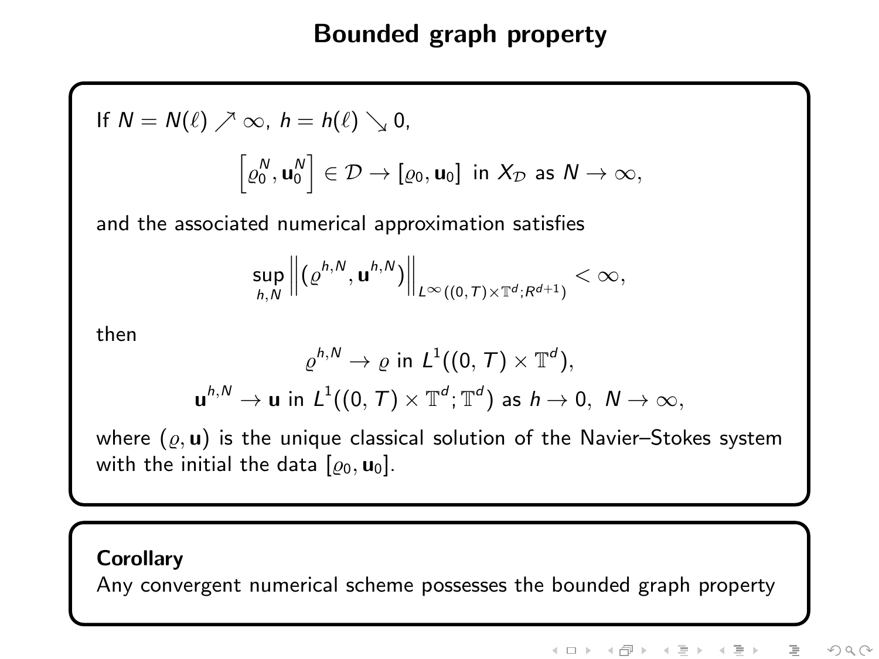# Bounded graph property

If $N = N(\ell) \nearrow \infty$, $h = h(\ell) \searrow 0$,

$$\left[\varrho_0^N, \mathbf{u}_0^N\right] \in \mathcal{D} \to [\varrho_0, \mathbf{u}_0] \text{ in } X_{\mathcal{D}} \text{ as } N \to \infty,$$

and the associated numerical approximation satisfies

$$\sup_{h,N} \left\| (\varrho^{h,N}, \mathbf{u}^{h,N}) \right\|_{L^\infty((0,T)\times\mathbb{T}^d;R^{d+1})} < \infty,$$

then

$$\varrho^{h,N} \to \varrho \text{ in } L^1((0,T)\times\mathbb{T}^d),$$

$$\mathbf{u}^{h,N} \to \mathbf{u} \text{ in } L^1((0,T)\times\mathbb{T}^d;\mathbb{T}^d) \text{ as } h \to 0,\ N \to \infty,$$

where $(\varrho, \mathbf{u})$ is the unique classical solution of the Navier–Stokes system with the initial the data $[\varrho_0, \mathbf{u}_0]$.

**Corollary**
Any convergent numerical scheme possesses the bounded graph property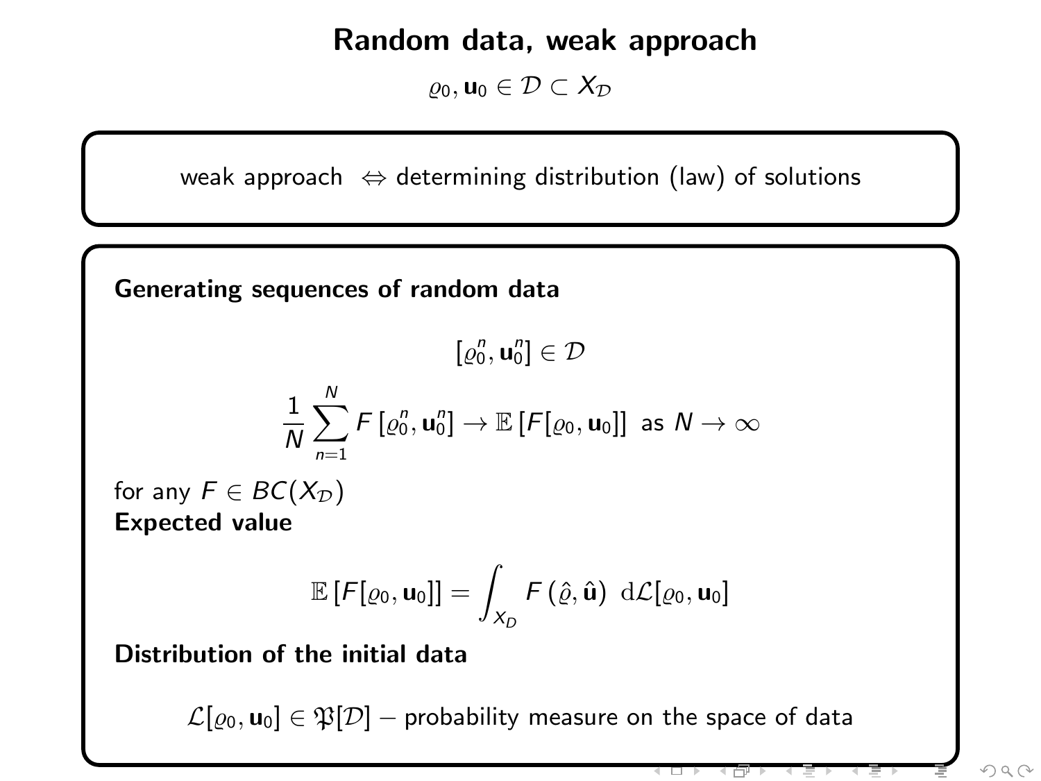# Random data, weak approach

$$\varrho_0, \mathbf{u}_0 \in \mathcal{D} \subset X_{\mathcal{D}}$$

weak approach $\Leftrightarrow$ determining distribution (law) of solutions

**Generating sequences of random data**

$$[\varrho_0^n, \mathbf{u}_0^n] \in \mathcal{D}$$

$$\frac{1}{N}\sum_{n=1}^{N} F\left[\varrho_0^n, \mathbf{u}_0^n\right] \to \mathbb{E}\left[F[\varrho_0, \mathbf{u}_0]\right] \text{ as } N \to \infty$$

for any $F \in BC(X_{\mathcal{D}})$

**Expected value**

$$\mathbb{E}\left[F[\varrho_0, \mathbf{u}_0]\right] = \int_{X_D} F\left(\hat{\varrho}, \hat{\mathbf{u}}\right) \ \mathrm{d}\mathcal{L}[\varrho_0, \mathbf{u}_0]$$

**Distribution of the initial data**

$$\mathcal{L}[\varrho_0, \mathbf{u}_0] \in \mathfrak{P}[\mathcal{D}] - \text{probability measure on the space of data}$$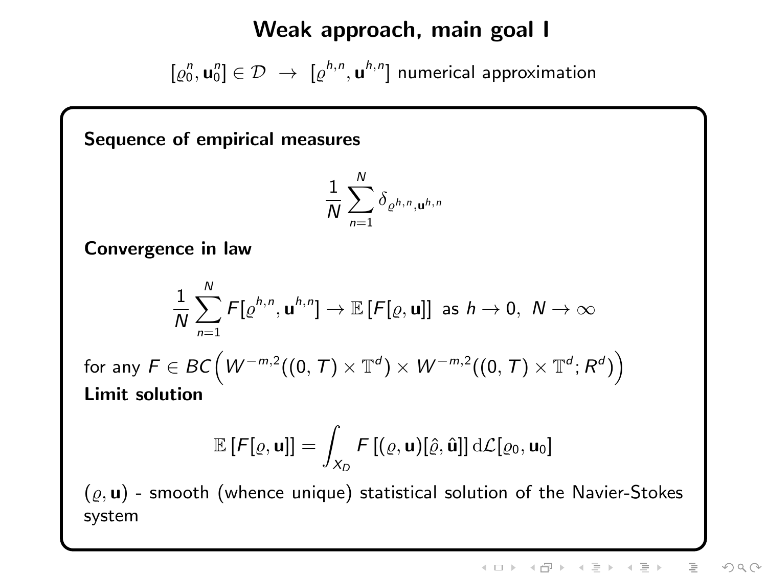# Weak approach, main goal I

$[\varrho_0^n, \mathbf{u}_0^n] \in \mathcal{D} \ \rightarrow \ [\varrho^{h,n}, \mathbf{u}^{h,n}]$ numerical approximation

**Sequence of empirical measures**

$$\frac{1}{N} \sum_{n=1}^{N} \delta_{\varrho^{h,n}, \mathbf{u}^{h,n}}$$

**Convergence in law**

$$\frac{1}{N} \sum_{n=1}^{N} F[\varrho^{h,n}, \mathbf{u}^{h,n}] \rightarrow \mathbb{E}\left[F[\varrho, \mathbf{u}]\right] \ \text{as } h \rightarrow 0, \ N \rightarrow \infty$$

for any $F \in BC\Big(W^{-m,2}((0,T) \times \mathbb{T}^d) \times W^{-m,2}((0,T) \times \mathbb{T}^d; R^d)\Big)$

**Limit solution**

$$\mathbb{E}\left[F[\varrho, \mathbf{u}]\right] = \int_{X_D} F\left[(\varrho, \mathbf{u})[\hat{\varrho}, \hat{\mathbf{u}}]\right] \mathrm{d}\mathcal{L}[\varrho_0, \mathbf{u}_0]$$

$(\varrho, \mathbf{u})$ - smooth (whence unique) statistical solution of the Navier-Stokes system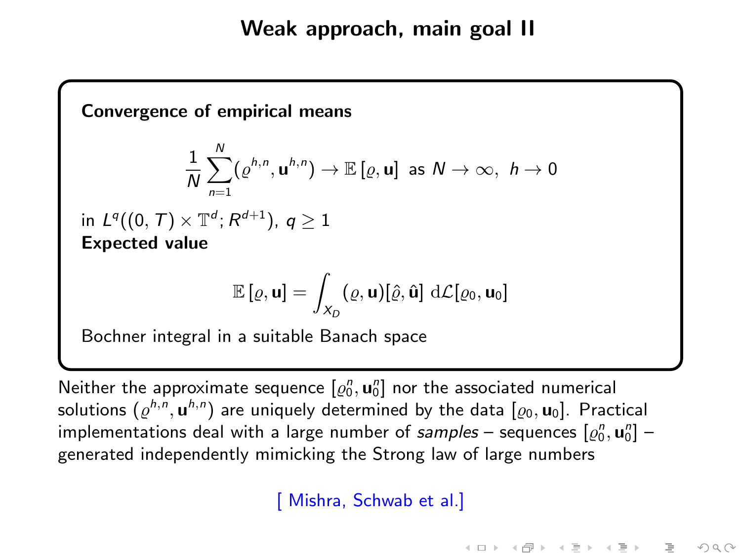# Weak approach, main goal II

**Convergence of empirical means**

$$
\frac{1}{N}\sum_{n=1}^{N}(\varrho^{h,n}, \mathbf{u}^{h,n}) \to \mathbb{E}\left[\varrho, \mathbf{u}\right] \text{ as } N \to \infty, \; h \to 0
$$

in $L^q((0,T)\times\mathbb{T}^d; R^{d+1})$, $q \geq 1$

**Expected value**

$$
\mathbb{E}\left[\varrho, \mathbf{u}\right] = \int_{X_D} (\varrho, \mathbf{u})[\hat{\varrho}, \hat{\mathbf{u}}] \; \mathrm{d}\mathcal{L}[\varrho_0, \mathbf{u}_0]
$$

Bochner integral in a suitable Banach space

Neither the approximate sequence $[\varrho_0^n, \mathbf{u}_0^n]$ nor the associated numerical solutions $(\varrho^{h,n}, \mathbf{u}^{h,n})$ are uniquely determined by the data $[\varrho_0, \mathbf{u}_0]$. Practical implementations deal with a large number of *samples* – sequences $[\varrho_0^n, \mathbf{u}_0^n]$ – generated independently mimicking the Strong law of large numbers

[ Mishra, Schwab et al.]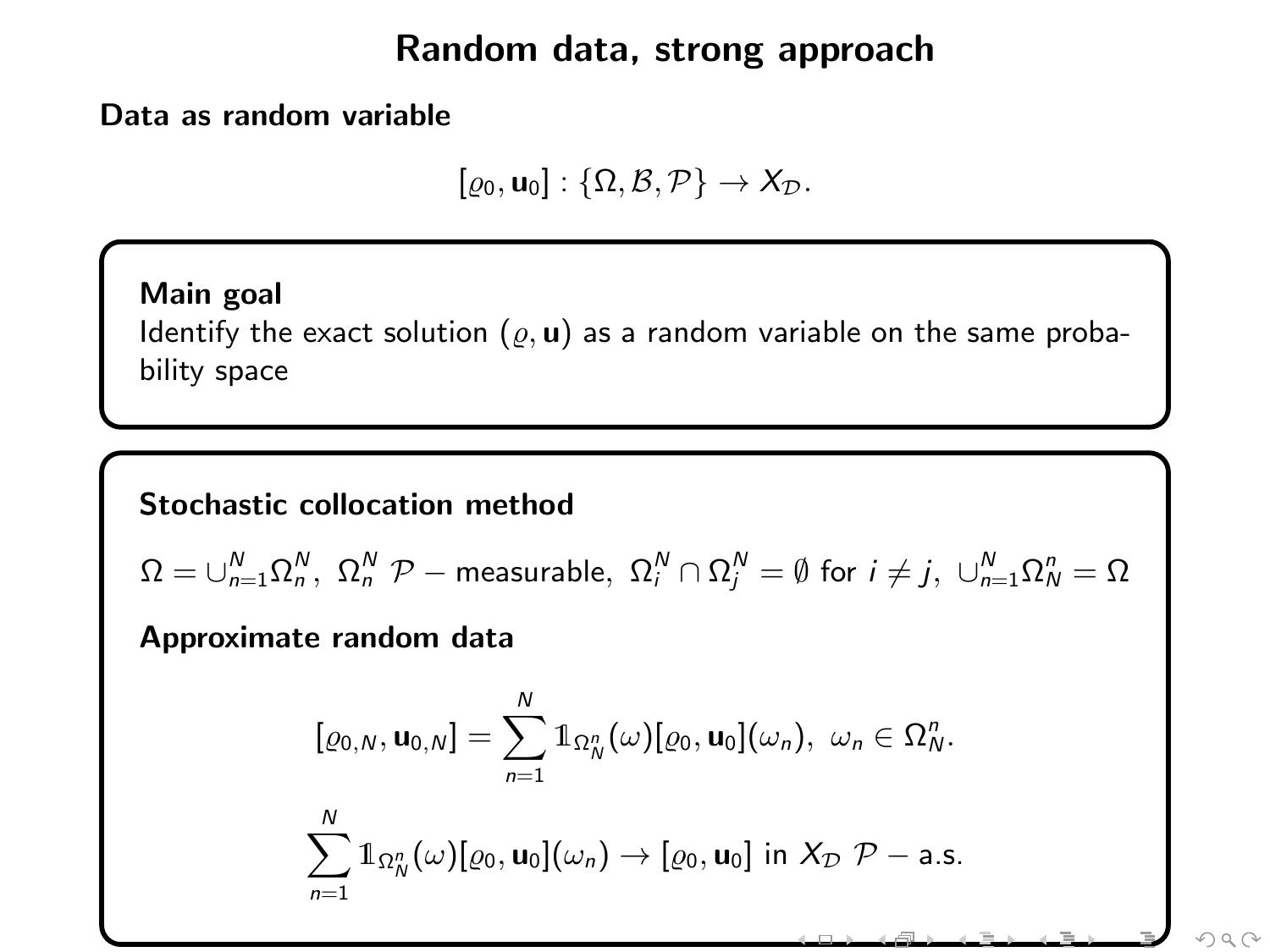# Random data, strong approach

**Data as random variable**

$$[\varrho_0, \mathbf{u}_0] : \{\Omega, \mathcal{B}, \mathcal{P}\} \to X_{\mathcal{D}}.$$

**Main goal**

Identify the exact solution $(\varrho, \mathbf{u})$ as a random variable on the same probability space

**Stochastic collocation method**

$\Omega = \cup_{n=1}^{N} \Omega_n^N,\ \Omega_n^N\ \mathcal{P} -$ measurable, $\Omega_i^N \cap \Omega_j^N = \emptyset$ for $i \neq j,\ \cup_{n=1}^{N} \Omega_N^n = \Omega$

**Approximate random data**

$$[\varrho_{0,N}, \mathbf{u}_{0,N}] = \sum_{n=1}^{N} \mathbb{1}_{\Omega_N^n}(\omega)[\varrho_0, \mathbf{u}_0](\omega_n),\ \omega_n \in \Omega_N^n.$$

$$\sum_{n=1}^{N} \mathbb{1}_{\Omega_N^n}(\omega)[\varrho_0, \mathbf{u}_0](\omega_n) \to [\varrho_0, \mathbf{u}_0] \text{ in } X_{\mathcal{D}}\ \mathcal{P} - \text{a.s.}$$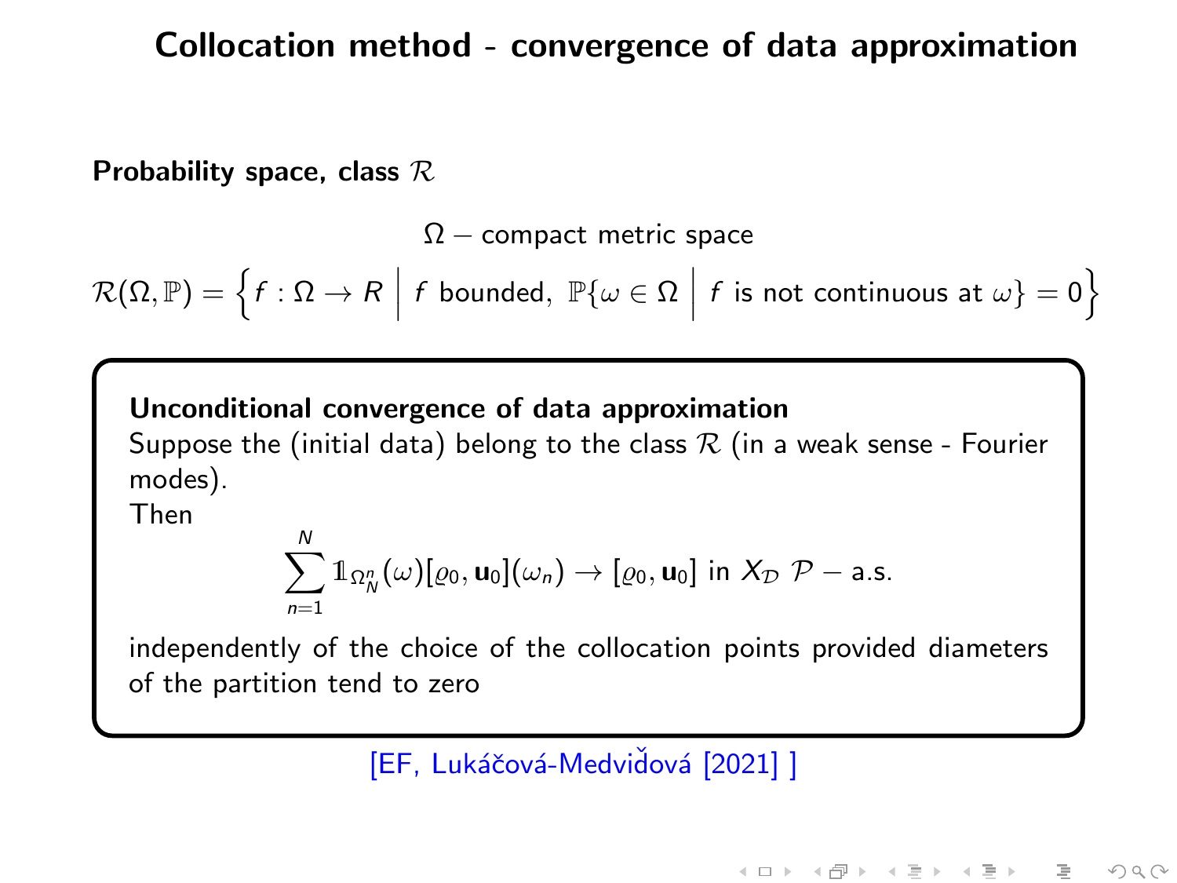# Collocation method - convergence of data approximation

**Probability space, class $\mathcal{R}$**

$$\Omega - \text{compact metric space}$$

$$\mathcal{R}(\Omega, \mathbb{P}) = \left\{ f : \Omega \to R \;\middle|\; f \text{ bounded}, \; \mathbb{P}\{\omega \in \Omega \;\middle|\; f \text{ is not continuous at } \omega\} = 0 \right\}$$

**Unconditional convergence of data approximation**

Suppose the (initial data) belong to the class $\mathcal{R}$ (in a weak sense - Fourier modes).

Then

$$\sum_{n=1}^{N} \mathbb{1}_{\Omega_N^n}(\omega)[\varrho_0, \mathbf{u}_0](\omega_n) \to [\varrho_0, \mathbf{u}_0] \text{ in } X_{\mathcal{D}} \; \mathcal{P} - \text{a.s.}$$

independently of the choice of the collocation points provided diameters of the partition tend to zero

[EF, Lukáčová-Medviďová [2021] ]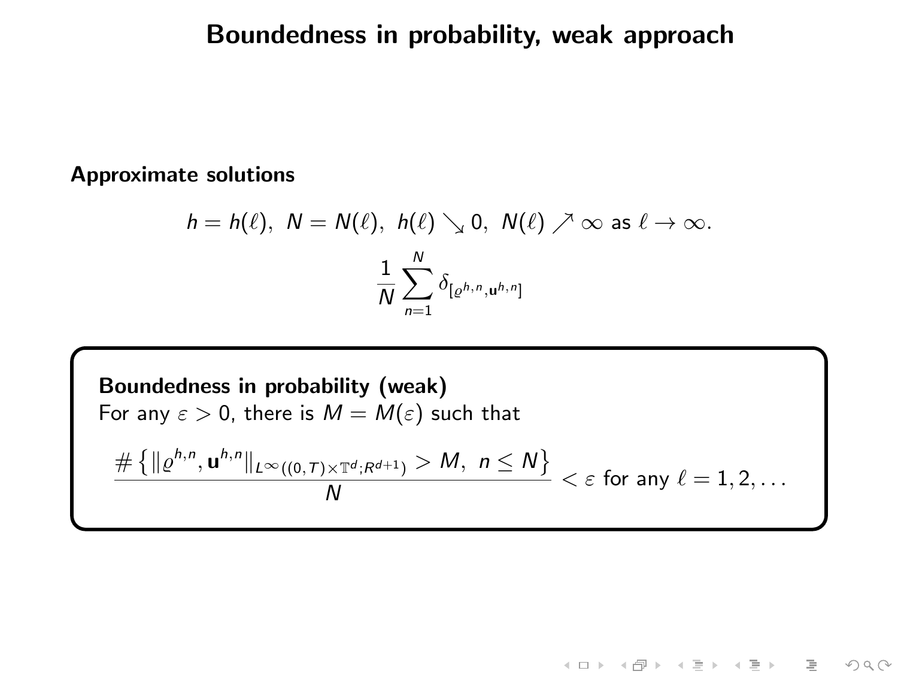# Boundedness in probability, weak approach

**Approximate solutions**

$$h = h(\ell),\ N = N(\ell),\ h(\ell) \searrow 0,\ N(\ell) \nearrow \infty \text{ as } \ell \to \infty.$$

$$\frac{1}{N} \sum_{n=1}^{N} \delta_{[\varrho^{h,n}, \mathbf{u}^{h,n}]}$$

**Boundedness in probability (weak)**
For any $\varepsilon > 0$, there is $M = M(\varepsilon)$ such that

$$\frac{\# \left\{ \| \varrho^{h,n}, \mathbf{u}^{h,n} \|_{L^\infty((0,T)\times\mathbb{T}^d;R^{d+1})} > M,\ n \leq N \right\}}{N} < \varepsilon \text{ for any } \ell = 1, 2, \dots$$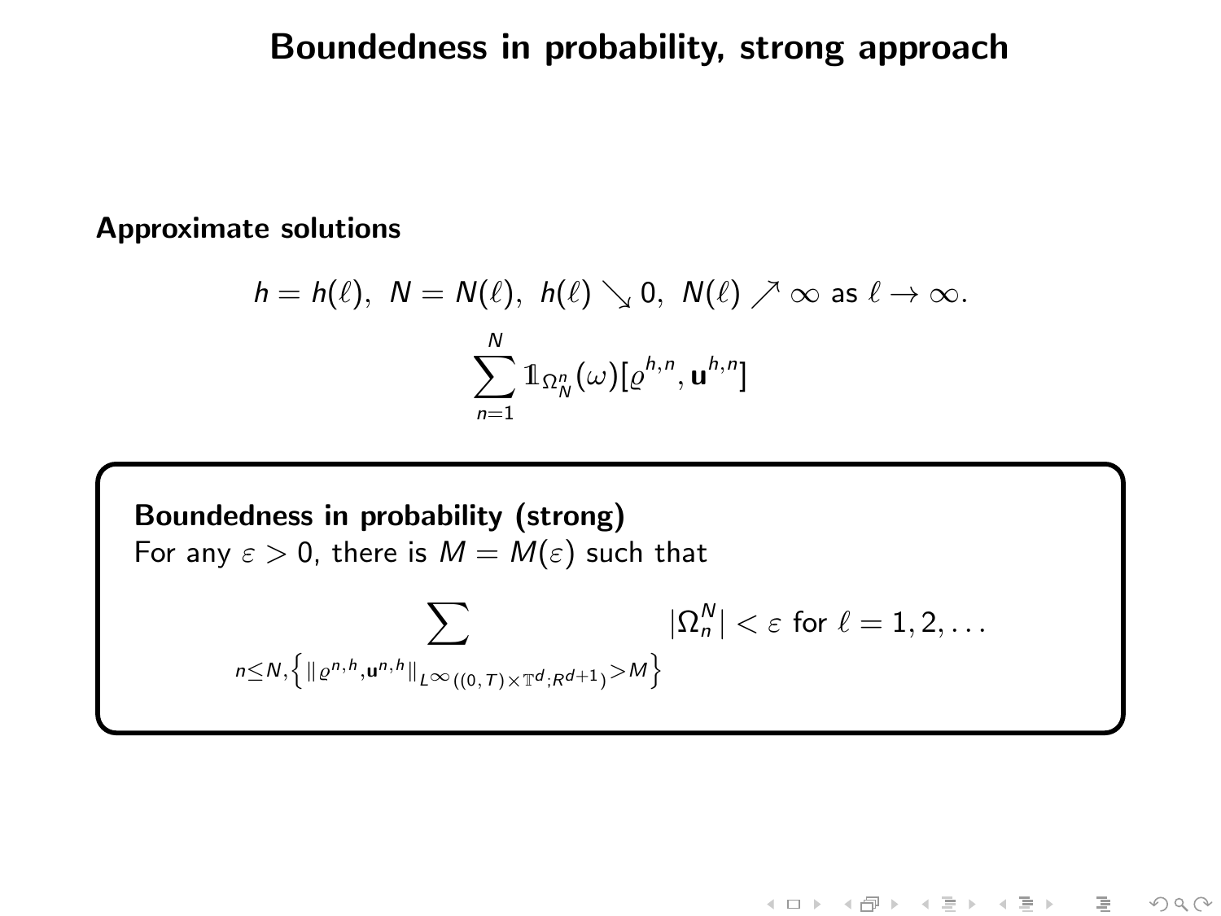# Boundedness in probability, strong approach

**Approximate solutions**

$$h = h(\ell),\ N = N(\ell),\ h(\ell) \searrow 0,\ N(\ell) \nearrow \infty \text{ as } \ell \to \infty.$$

$$\sum_{n=1}^{N} \mathbb{1}_{\Omega_N^n}(\omega)[\varrho^{h,n}, \mathbf{u}^{h,n}]$$

**Boundedness in probability (strong)**
For any $\varepsilon > 0$, there is $M = M(\varepsilon)$ such that

$$\sum_{n \leq N, \left\{ \| \varrho^{n,h}, \mathbf{u}^{n,h} \|_{L^\infty((0,T)\times\mathbb{T}^d; R^{d+1})} > M \right\}} |\Omega_n^N| < \varepsilon \text{ for } \ell = 1, 2, \dots$$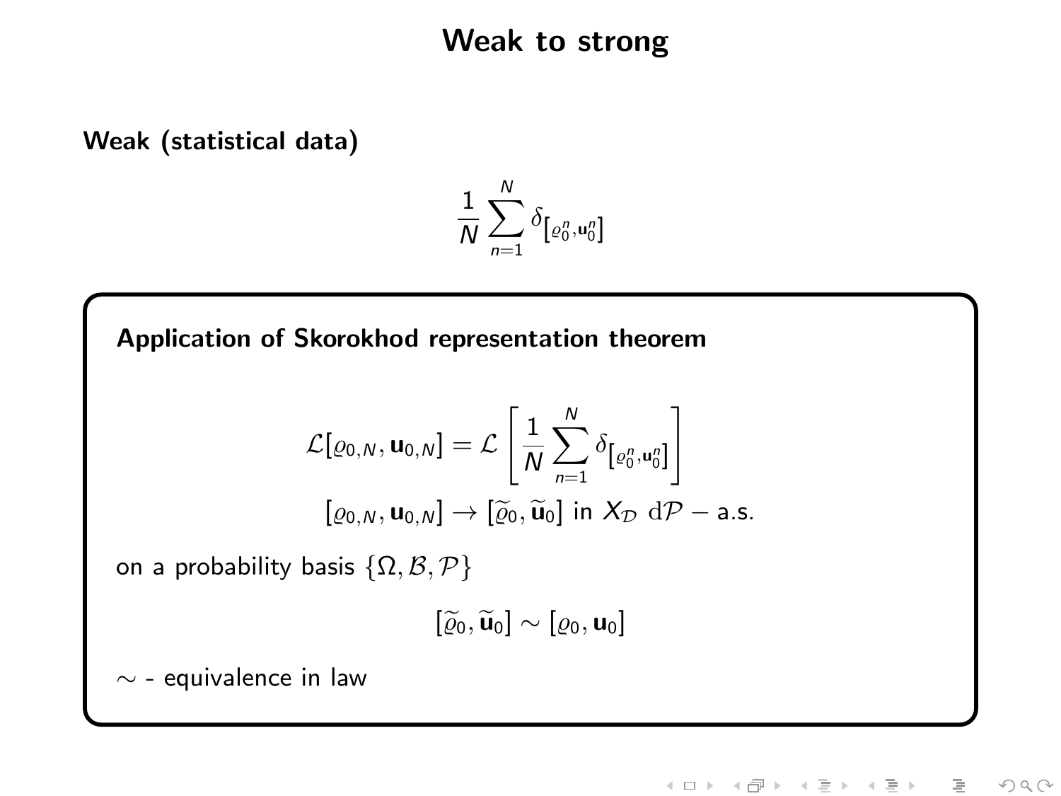# Weak to strong

**Weak (statistical data)**

$$\frac{1}{N} \sum_{n=1}^{N} \delta_{[\varrho_0^n, \mathbf{u}_0^n]}$$

**Application of Skorokhod representation theorem**

$$\mathcal{L}[\varrho_{0,N}, \mathbf{u}_{0,N}] = \mathcal{L}\left[ \frac{1}{N} \sum_{n=1}^{N} \delta_{[\varrho_0^n, \mathbf{u}_0^n]} \right]$$

$$[\varrho_{0,N}, \mathbf{u}_{0,N}] \to [\widetilde{\varrho}_0, \widetilde{\mathbf{u}}_0] \text{ in } X_{\mathcal{D}} \ \mathrm{d}\mathcal{P} - \text{a.s.}$$

on a probability basis $\{\Omega, \mathcal{B}, \mathcal{P}\}$

$$[\widetilde{\varrho}_0, \widetilde{\mathbf{u}}_0] \sim [\varrho_0, \mathbf{u}_0]$$

$\sim$ - equivalence in law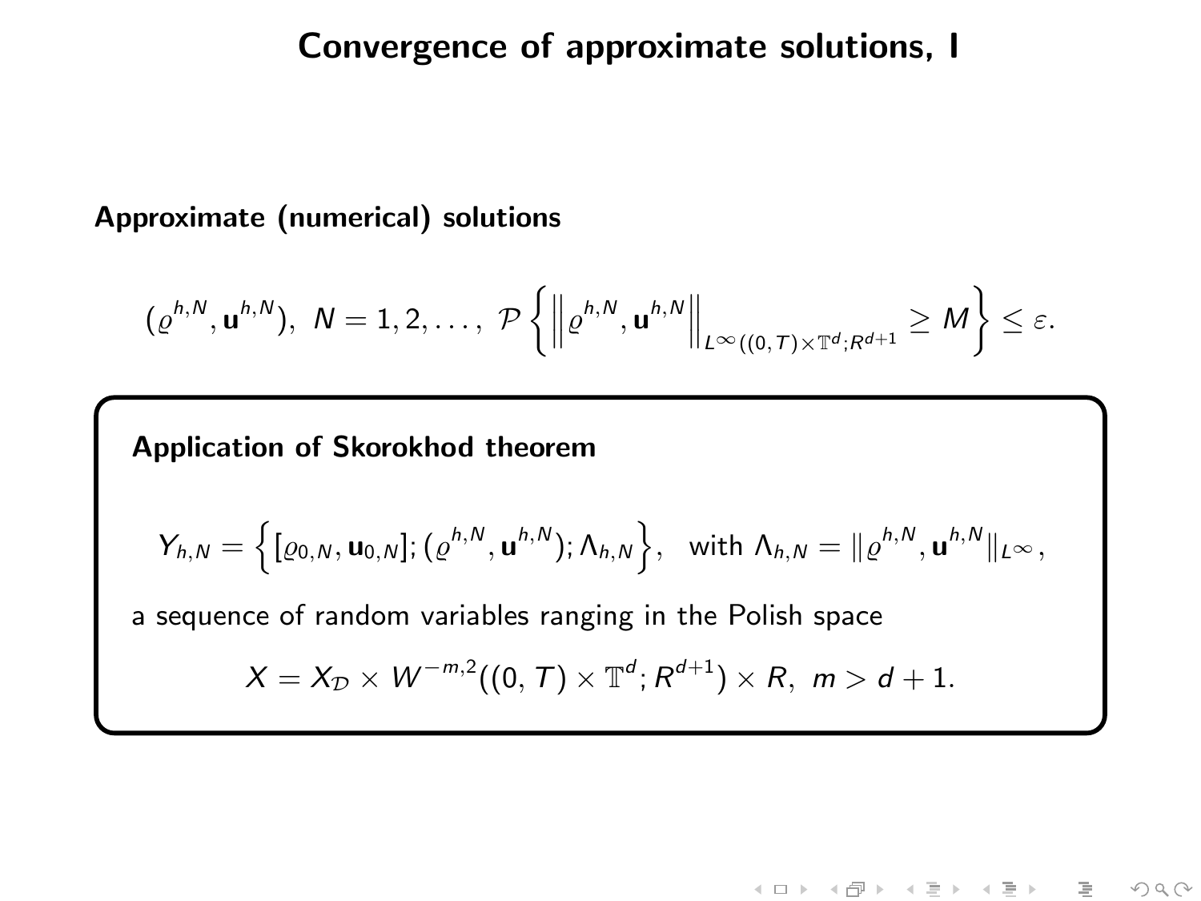# Convergence of approximate solutions, I

**Approximate (numerical) solutions**

$$(\varrho^{h,N}, \mathbf{u}^{h,N}),\ N = 1, 2, \dots,\ \mathcal{P}\left\{ \left\| \varrho^{h,N}, \mathbf{u}^{h,N} \right\|_{L^\infty((0,T)\times\mathbb{T}^d;R^{d+1}} \geq M \right\} \leq \varepsilon.$$

**Application of Skorokhod theorem**

$$Y_{h,N} = \left\{ [\varrho_{0,N}, \mathbf{u}_{0,N}]; (\varrho^{h,N}, \mathbf{u}^{h,N}); \Lambda_{h,N} \right\}, \quad \text{with } \Lambda_{h,N} = \|\varrho^{h,N}, \mathbf{u}^{h,N}\|_{L^\infty},$$

a sequence of random variables ranging in the Polish space

$$X = X_{\mathcal{D}} \times W^{-m,2}((0,T)\times\mathbb{T}^d; R^{d+1}) \times R,\ m > d+1.$$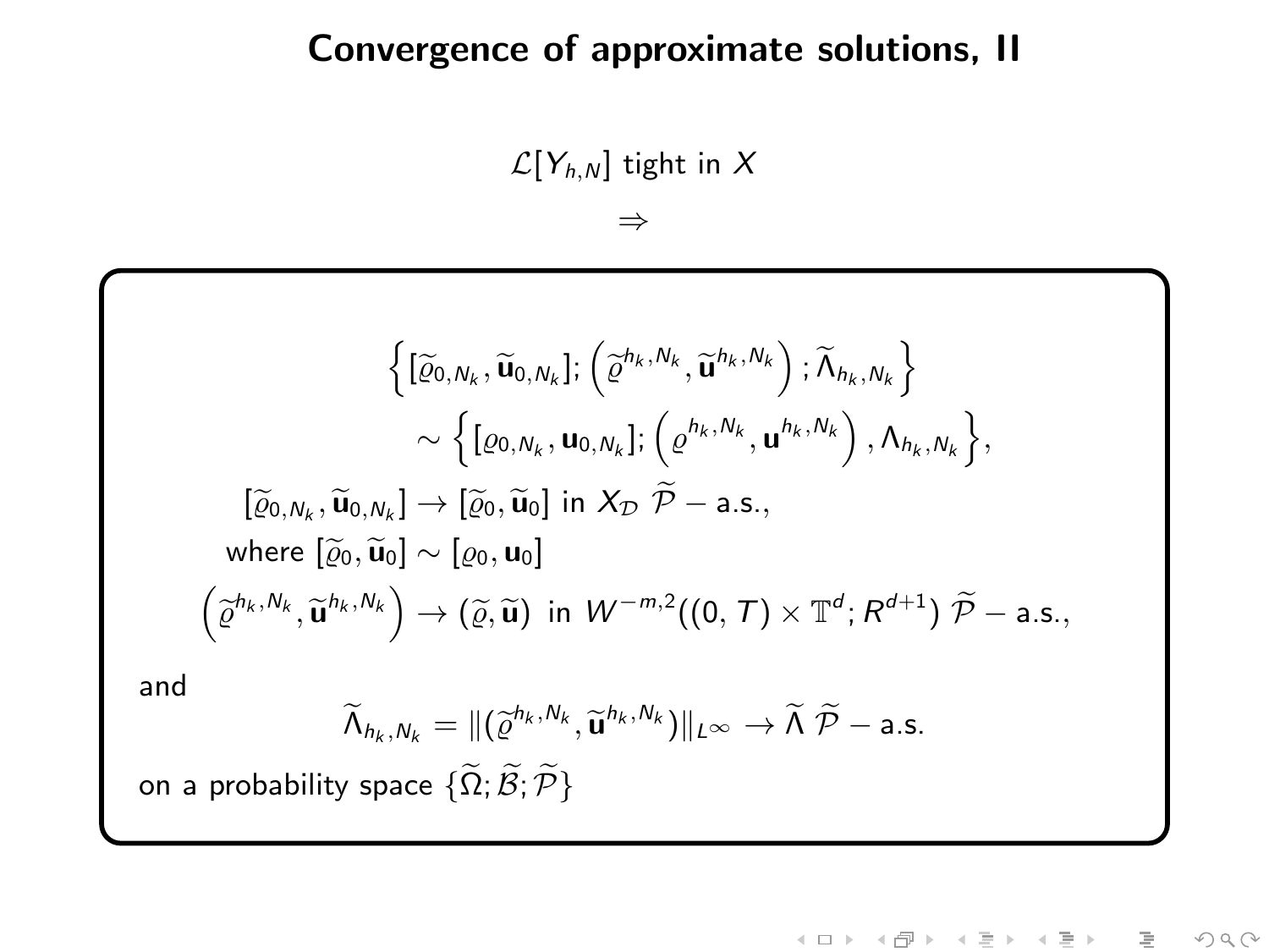# Convergence of approximate solutions, II

$$\mathcal{L}[Y_{h,N}] \text{ tight in } X$$

$$\Rightarrow$$

$$\left\{ [\widetilde{\varrho}_{0,N_k}, \widetilde{\mathbf{u}}_{0,N_k}]; \left( \widetilde{\varrho}^{h_k,N_k}, \widetilde{\mathbf{u}}^{h_k,N_k} \right); \widetilde{\Lambda}_{h_k,N_k} \right\}$$

$$\sim \left\{ [\varrho_{0,N_k}, \mathbf{u}_{0,N_k}]; \left( \varrho^{h_k,N_k}, \mathbf{u}^{h_k,N_k} \right), \Lambda_{h_k,N_k} \right\},$$

$$[\widetilde{\varrho}_{0,N_k}, \widetilde{\mathbf{u}}_{0,N_k}] \to [\widetilde{\varrho}_0, \widetilde{\mathbf{u}}_0] \text{ in } X_{\mathcal{D}} \ \widetilde{\mathcal{P}} - \text{a.s.},$$

$$\text{where } [\widetilde{\varrho}_0, \widetilde{\mathbf{u}}_0] \sim [\varrho_0, \mathbf{u}_0]$$

$$\left( \widetilde{\varrho}^{h_k,N_k}, \widetilde{\mathbf{u}}^{h_k,N_k} \right) \to (\widetilde{\varrho}, \widetilde{\mathbf{u}}) \ \text{ in } W^{-m,2}((0,T) \times \mathbb{T}^d; R^{d+1}) \ \widetilde{\mathcal{P}} - \text{a.s.},$$

and

$$\widetilde{\Lambda}_{h_k,N_k} = \|(\widetilde{\varrho}^{h_k,N_k}, \widetilde{\mathbf{u}}^{h_k,N_k})\|_{L^\infty} \to \widetilde{\Lambda} \ \widetilde{\mathcal{P}} - \text{a.s.}$$

on a probability space $\{\widetilde{\Omega}; \widetilde{\mathcal{B}}; \widetilde{\mathcal{P}}\}$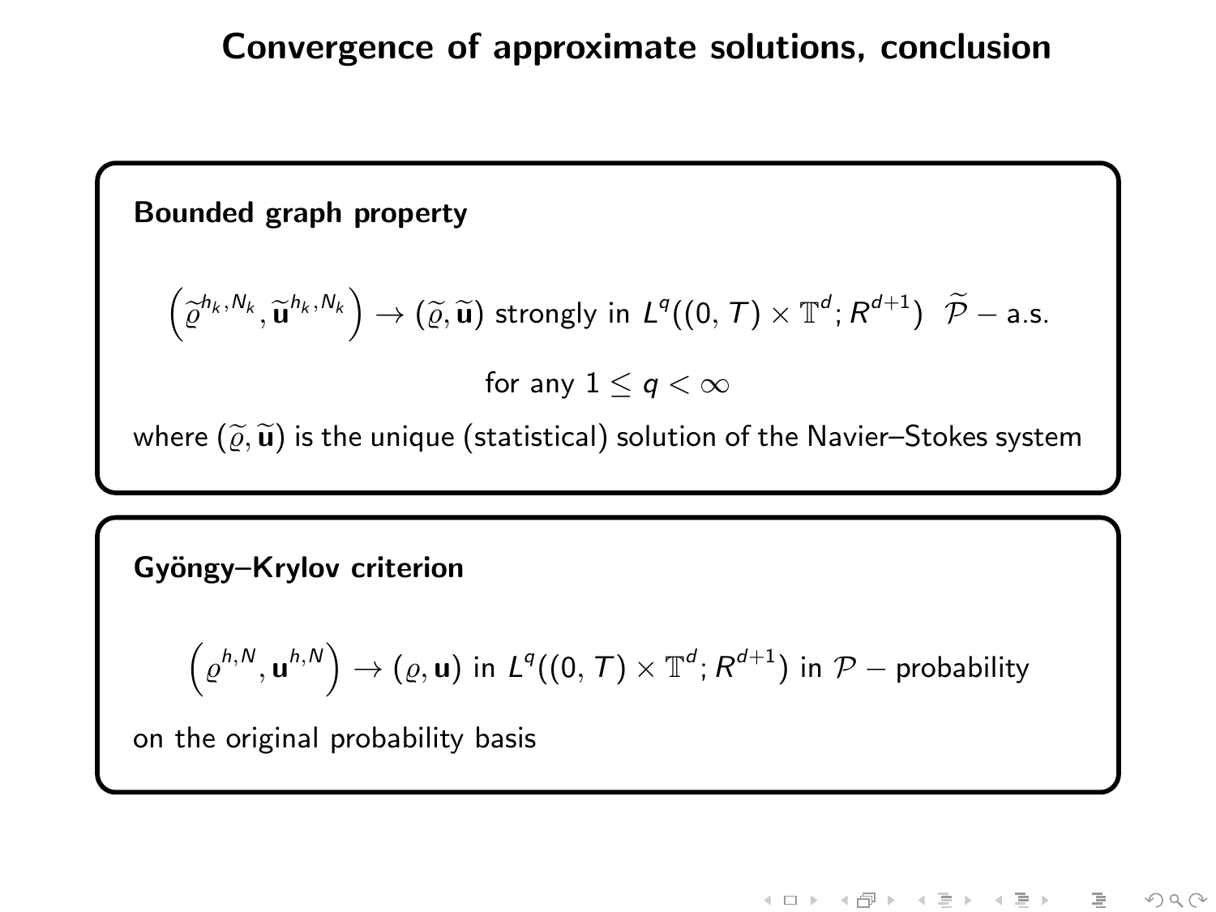# Convergence of approximate solutions, conclusion

**Bounded graph property**

$$\left(\widetilde{\varrho}^{h_k,N_k},\widetilde{\mathbf{u}}^{h_k,N_k}\right)\to(\widetilde{\varrho},\widetilde{\mathbf{u}}) \text{ strongly in } L^q((0,T)\times\mathbb{T}^d;R^{d+1}) \ \ \widetilde{\mathcal{P}}-\text{a.s.}$$

$$\text{for any } 1\leq q<\infty$$

where $(\widetilde{\varrho},\widetilde{\mathbf{u}})$ is the unique (statistical) solution of the Navier–Stokes system

**Gyöngy–Krylov criterion**

$$\left(\varrho^{h,N},\mathbf{u}^{h,N}\right)\to(\varrho,\mathbf{u}) \text{ in } L^q((0,T)\times\mathbb{T}^d;R^{d+1}) \text{ in } \mathcal{P}-\text{probability}$$

on the original probability basis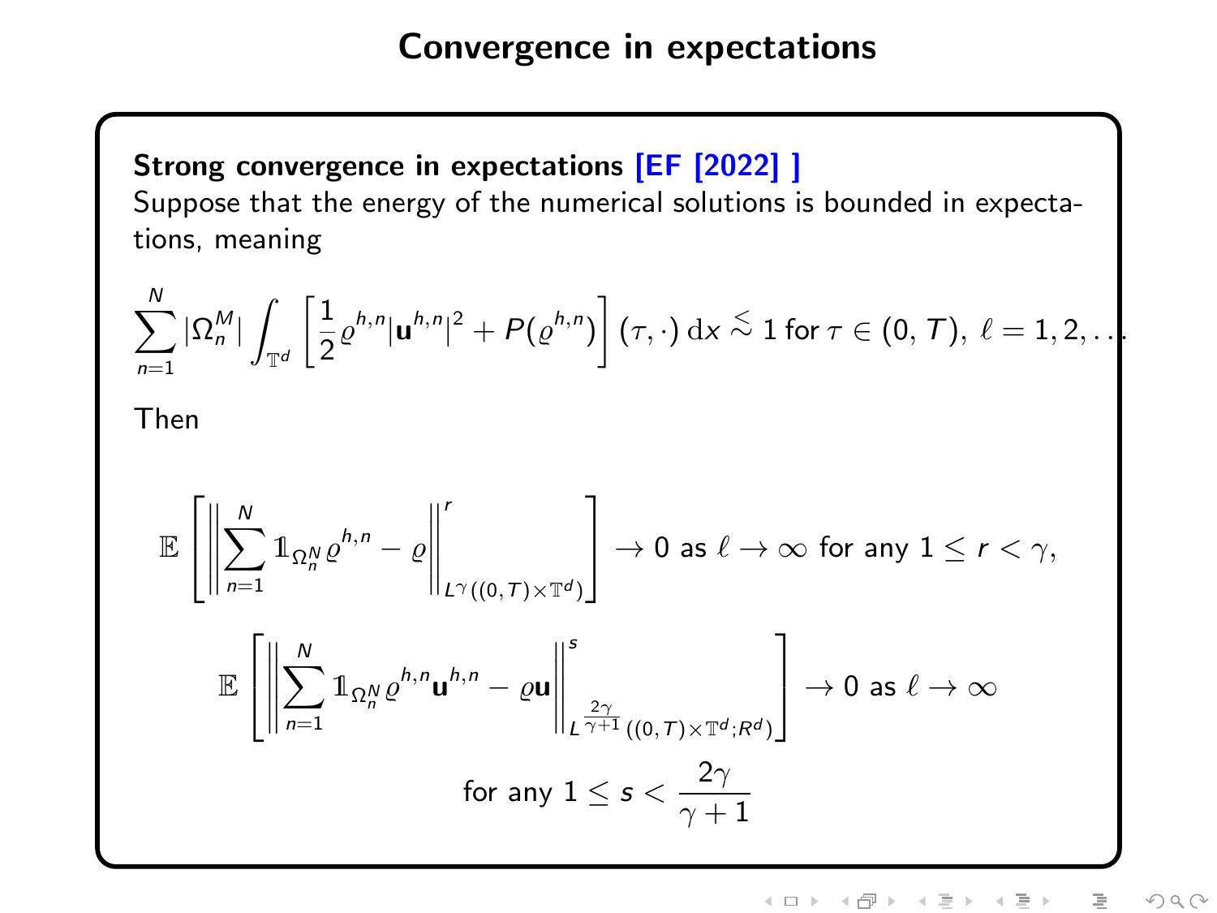# Convergence in expectations

**Strong convergence in expectations [EF [2022] ]**

Suppose that the energy of the numerical solutions is bounded in expectations, meaning

$$\sum_{n=1}^{N} |\Omega_n^M| \int_{\mathbb{T}^d} \left[ \frac{1}{2} \varrho^{h,n} |\mathbf{u}^{h,n}|^2 + P(\varrho^{h,n}) \right] (\tau, \cdot) \, \mathrm{d}x \lesssim 1 \text{ for } \tau \in (0,T), \ \ell = 1, 2, \ldots$$

Then

$$\mathbb{E} \left[ \left\| \sum_{n=1}^{N} \mathbb{1}_{\Omega_n^N} \varrho^{h,n} - \varrho \right\|^r_{L^\gamma((0,T)\times\mathbb{T}^d)} \right] \to 0 \text{ as } \ell \to \infty \text{ for any } 1 \le r < \gamma,$$

$$\mathbb{E} \left[ \left\| \sum_{n=1}^{N} \mathbb{1}_{\Omega_n^N} \varrho^{h,n} \mathbf{u}^{h,n} - \varrho \mathbf{u} \right\|^s_{L^{\frac{2\gamma}{\gamma+1}}((0,T)\times\mathbb{T}^d; R^d)} \right] \to 0 \text{ as } \ell \to \infty$$

for any $1 \le s < \dfrac{2\gamma}{\gamma+1}$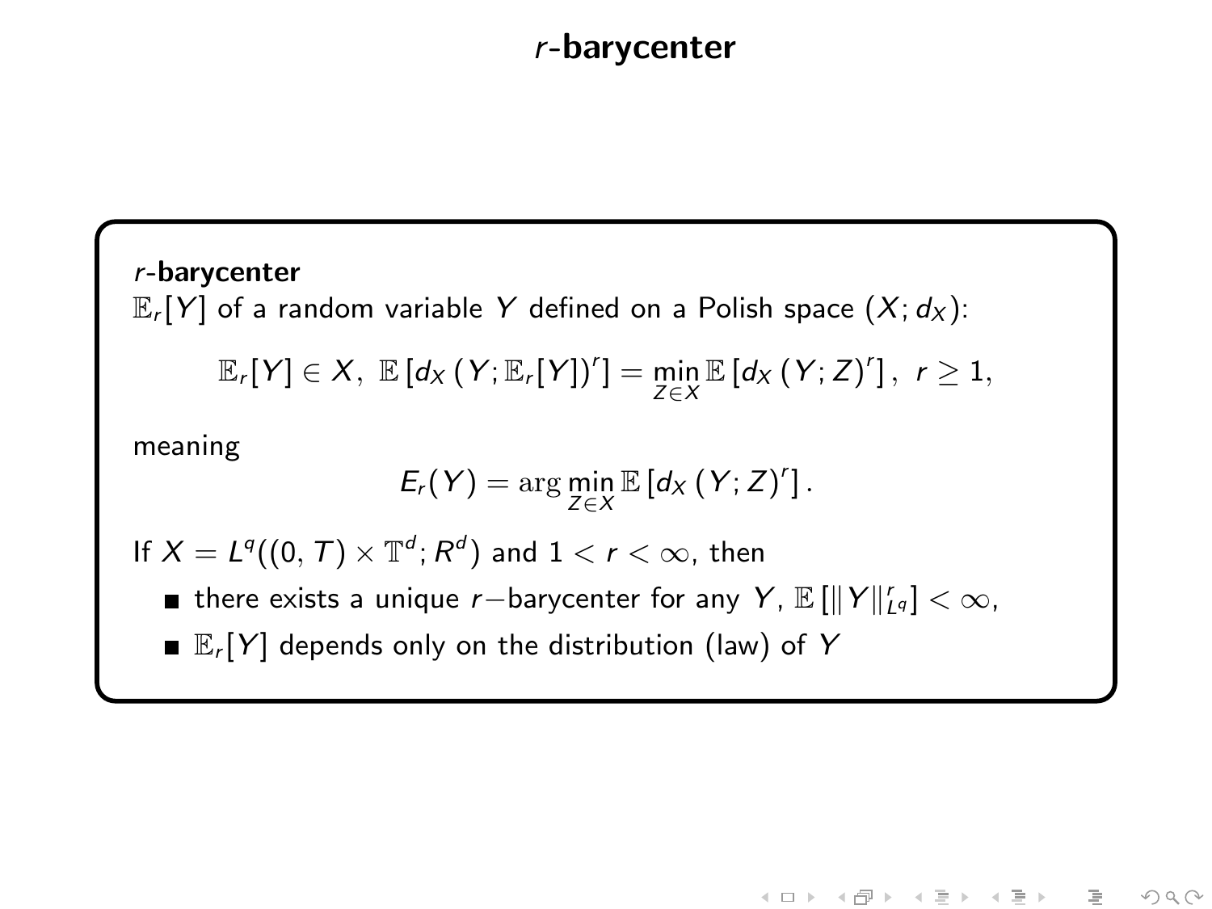# $r$-barycenter

***r*-barycenter**

$\mathbb{E}_r[Y]$ of a random variable $Y$ defined on a Polish space $(X; d_X)$:

$$\mathbb{E}_r[Y] \in X,\ \mathbb{E}\left[d_X\left(Y; \mathbb{E}_r[Y]\right)^r\right] = \min_{Z \in X} \mathbb{E}\left[d_X\left(Y; Z\right)^r\right],\ r \geq 1,$$

meaning

$$E_r(Y) = \arg\min_{Z \in X} \mathbb{E}\left[d_X\left(Y; Z\right)^r\right].$$

If $X = L^q((0,T) \times \mathbb{T}^d; R^d)$ and $1 < r < \infty$, then

- there exists a unique $r-$barycenter for any $Y$, $\mathbb{E}\left[\|Y\|_{L^q}^r\right] < \infty$,
- $\mathbb{E}_r[Y]$ depends only on the distribution (law) of $Y$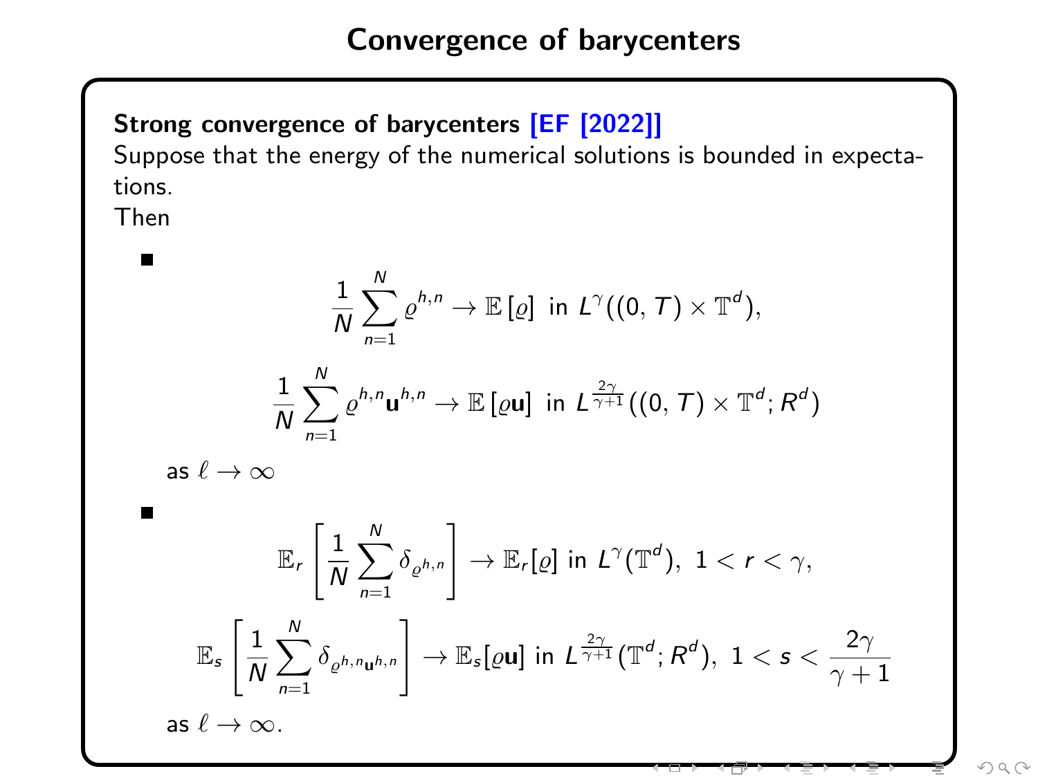# Convergence of barycenters

**Strong convergence of barycenters [EF [2022]]**
Suppose that the energy of the numerical solutions is bounded in expectations.
Then

- $$\frac{1}{N}\sum_{n=1}^{N} \varrho^{h,n} \to \mathbb{E}\left[\varrho\right] \text{ in } L^{\gamma}((0,T)\times\mathbb{T}^d),$$

  $$\frac{1}{N}\sum_{n=1}^{N} \varrho^{h,n}\mathbf{u}^{h,n} \to \mathbb{E}\left[\varrho\mathbf{u}\right] \text{ in } L^{\frac{2\gamma}{\gamma+1}}((0,T)\times\mathbb{T}^d;R^d)$$

  as $\ell \to \infty$

- $$\mathbb{E}_r\left[\frac{1}{N}\sum_{n=1}^{N}\delta_{\varrho^{h,n}}\right] \to \mathbb{E}_r[\varrho] \text{ in } L^{\gamma}(\mathbb{T}^d),\ 1<r<\gamma,$$

  $$\mathbb{E}_s\left[\frac{1}{N}\sum_{n=1}^{N}\delta_{\varrho^{h,n}\mathbf{u}^{h,n}}\right] \to \mathbb{E}_s[\varrho\mathbf{u}] \text{ in } L^{\frac{2\gamma}{\gamma+1}}(\mathbb{T}^d;R^d),\ 1<s<\frac{2\gamma}{\gamma+1}$$

  as $\ell \to \infty$.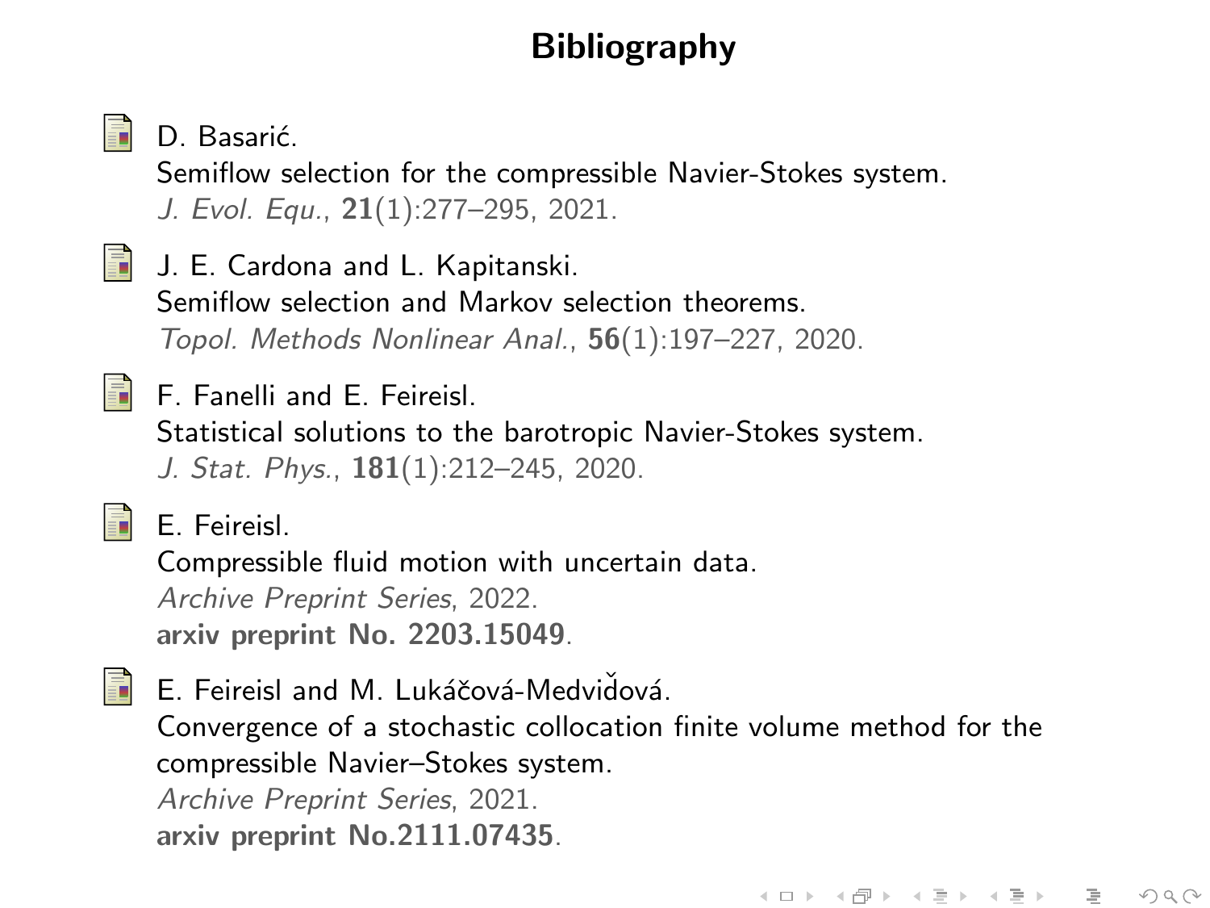# Bibliography

- D. Basarić.
  Semiflow selection for the compressible Navier-Stokes system.
  *J. Evol. Equ.*, **21**(1):277–295, 2021.

- J. E. Cardona and L. Kapitanski.
  Semiflow selection and Markov selection theorems.
  *Topol. Methods Nonlinear Anal.*, **56**(1):197–227, 2020.

- F. Fanelli and E. Feireisl.
  Statistical solutions to the barotropic Navier-Stokes system.
  *J. Stat. Phys.*, **181**(1):212–245, 2020.

- E. Feireisl.
  Compressible fluid motion with uncertain data.
  *Archive Preprint Series*, 2022.
  **arxiv preprint No. 2203.15049**.

- E. Feireisl and M. Lukáčová-Medvid̆ová.
  Convergence of a stochastic collocation finite volume method for the compressible Navier–Stokes system.
  *Archive Preprint Series*, 2021.
  **arxiv preprint No.2111.07435**.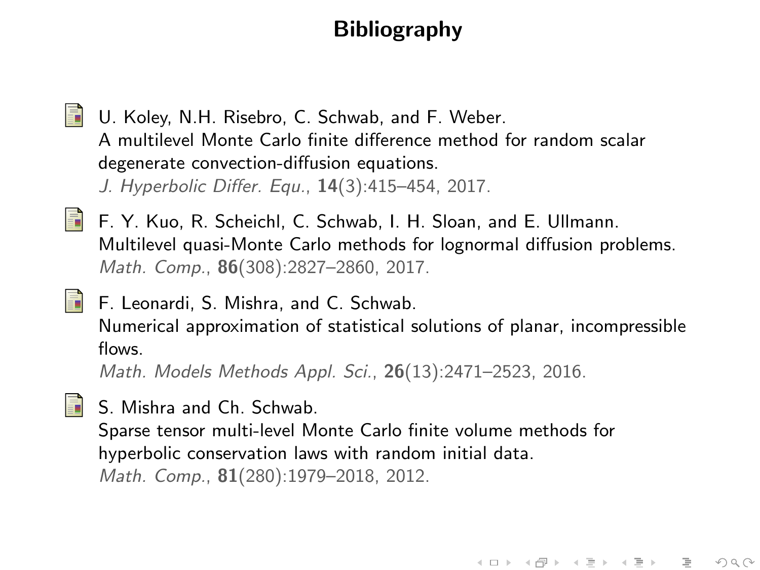# Bibliography

- U. Koley, N.H. Risebro, C. Schwab, and F. Weber.
  A multilevel Monte Carlo finite difference method for random scalar degenerate convection-diffusion equations.
  *J. Hyperbolic Differ. Equ.*, **14**(3):415–454, 2017.

- F. Y. Kuo, R. Scheichl, C. Schwab, I. H. Sloan, and E. Ullmann.
  Multilevel quasi-Monte Carlo methods for lognormal diffusion problems.
  *Math. Comp.*, **86**(308):2827–2860, 2017.

- F. Leonardi, S. Mishra, and C. Schwab.
  Numerical approximation of statistical solutions of planar, incompressible flows.
  *Math. Models Methods Appl. Sci.*, **26**(13):2471–2523, 2016.

- S. Mishra and Ch. Schwab.
  Sparse tensor multi-level Monte Carlo finite volume methods for hyperbolic conservation laws with random initial data.
  *Math. Comp.*, **81**(280):1979–2018, 2012.